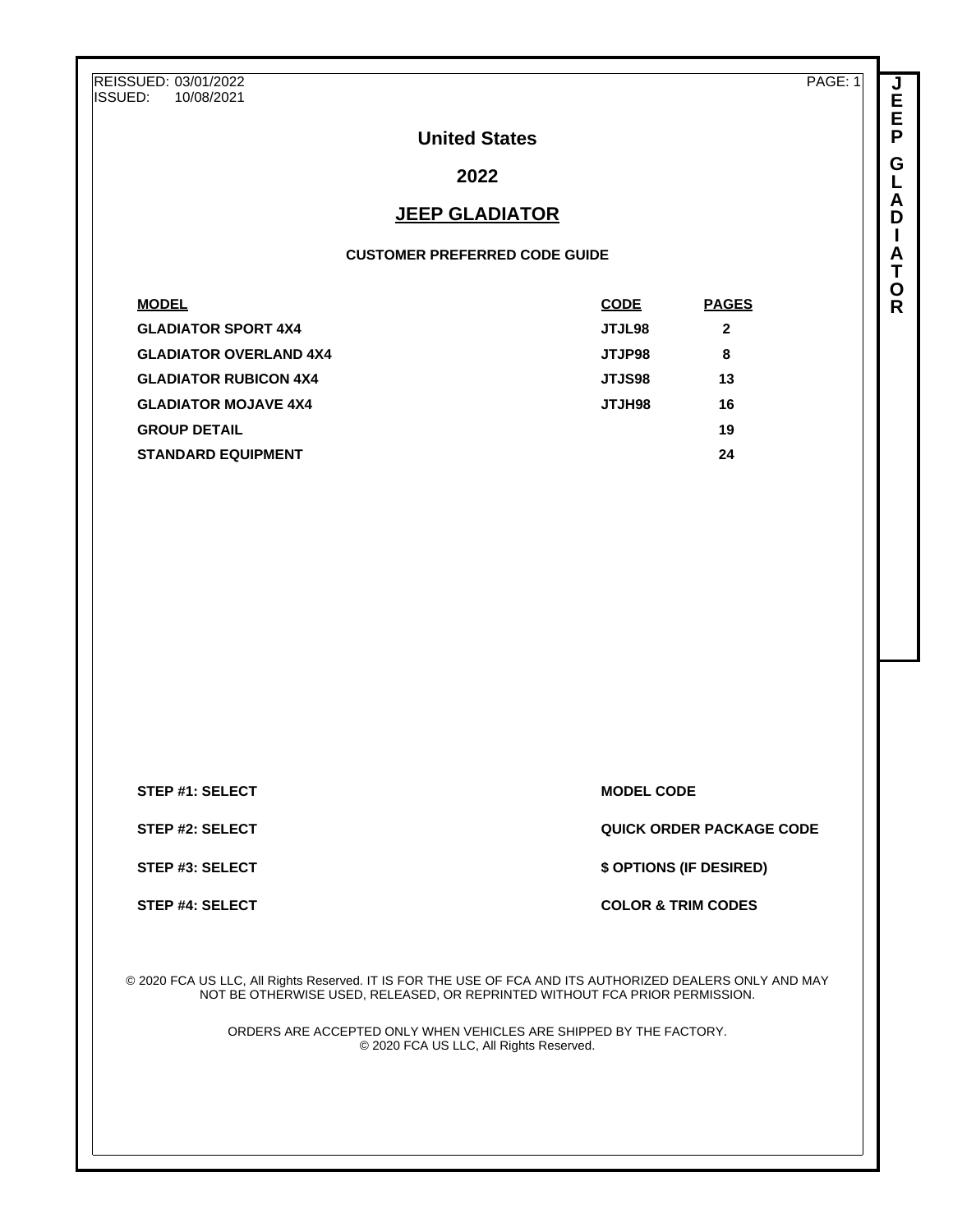REISSUED: 03/01/2022
ISSUED: 10/08/2021

# United States

# 2022

# JEEP GLADIATOR

## CUSTOMER PREFERRED CODE GUIDE

| MODEL | CODE | PAGES |
|---|---|---|
| GLADIATOR SPORT 4X4 | JTJL98 | 2 |
| GLADIATOR OVERLAND 4X4 | JTJP98 | 8 |
| GLADIATOR RUBICON 4X4 | JTJS98 | 13 |
| GLADIATOR MOJAVE 4X4 | JTJH98 | 16 |
| GROUP DETAIL | | 19 |
| STANDARD EQUIPMENT | | 24 |

| | |
|---|---|
| **STEP #1: SELECT** | **MODEL CODE** |
| **STEP #2: SELECT** | **QUICK ORDER PACKAGE CODE** |
| **STEP #3: SELECT** | **$ OPTIONS (IF DESIRED)** |
| **STEP #4: SELECT** | **COLOR & TRIM CODES** |

© 2020 FCA US LLC, All Rights Reserved. IT IS FOR THE USE OF FCA AND ITS AUTHORIZED DEALERS ONLY AND MAY NOT BE OTHERWISE USED, RELEASED, OR REPRINTED WITHOUT FCA PRIOR PERMISSION.

ORDERS ARE ACCEPTED ONLY WHEN VEHICLES ARE SHIPPED BY THE FACTORY.
© 2020 FCA US LLC, All Rights Reserved.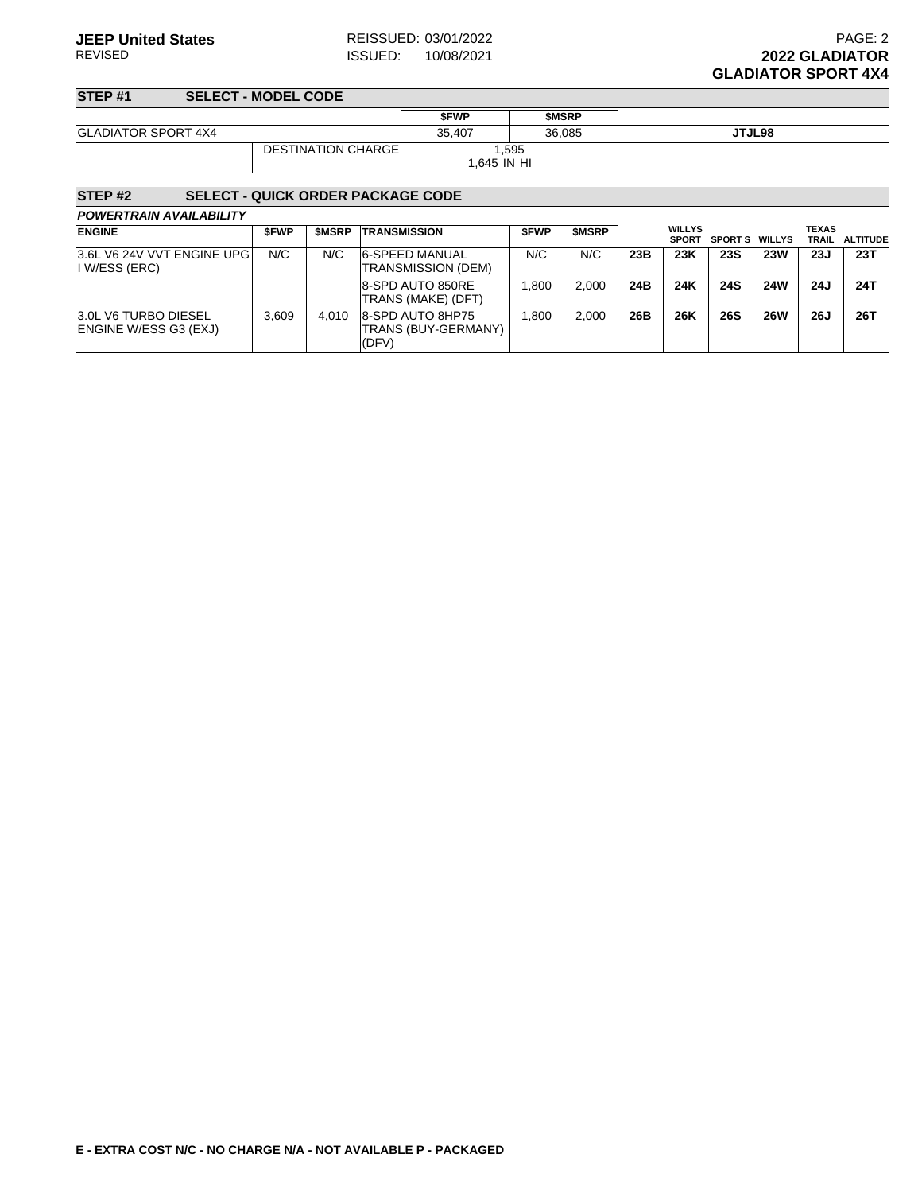## STEP #1 SELECT - MODEL CODE

| | | $FWP | $MSRP | |
|---|---|---|---|---|
| GLADIATOR SPORT 4X4 | | 35,407 | 36,085 | **JTJL98** |
| | DESTINATION CHARGE | 1,595<br>1,645 IN HI | | |

## STEP #2 SELECT - QUICK ORDER PACKAGE CODE

***POWERTRAIN AVAILABILITY***

| ENGINE | $FWP | $MSRP | TRANSMISSION | $FWP | $MSRP | | WILLYS SPORT | SPORT S | WILLYS | TEXAS TRAIL | ALTITUDE |
|---|---|---|---|---|---|---|---|---|---|---|---|
| 3.6L V6 24V VVT ENGINE UPG I W/ESS (ERC) | N/C | N/C | 6-SPEED MANUAL TRANSMISSION (DEM) | N/C | N/C | **23B** | **23K** | **23S** | **23W** | **23J** | **23T** |
| | | | 8-SPD AUTO 850RE TRANS (MAKE) (DFT) | 1,800 | 2,000 | **24B** | **24K** | **24S** | **24W** | **24J** | **24T** |
| 3.0L V6 TURBO DIESEL ENGINE W/ESS G3 (EXJ) | 3,609 | 4,010 | 8-SPD AUTO 8HP75 TRANS (BUY-GERMANY) (DFV) | 1,800 | 2,000 | **26B** | **26K** | **26S** | **26W** | **26J** | **26T** |

**E - EXTRA COST N/C - NO CHARGE N/A - NOT AVAILABLE P - PACKAGED**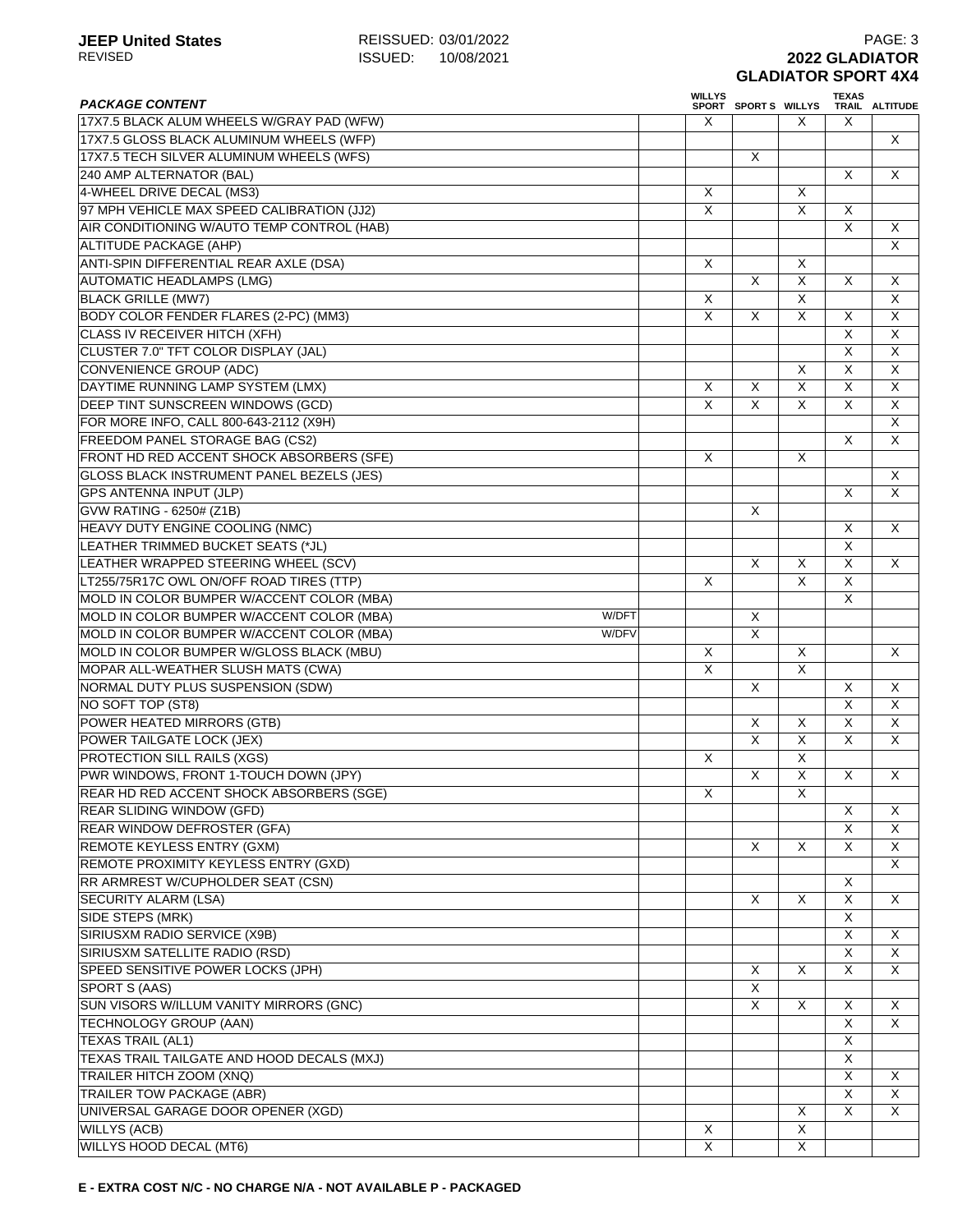**JEEP United States** REVISED

REISSUED: 03/01/2022
ISSUED: 10/08/2021

**2022 GLADIATOR**
**GLADIATOR SPORT 4X4**

| PACKAGE CONTENT | | WILLYS SPORT | SPORT S | WILLYS | TEXAS TRAIL | ALTITUDE |
|---|---|---|---|---|---|---|
| 17X7.5 BLACK ALUM WHEELS W/GRAY PAD (WFW) | | X | | X | X | |
| 17X7.5 GLOSS BLACK ALUMINUM WHEELS (WFP) | | | | | | X |
| 17X7.5 TECH SILVER ALUMINUM WHEELS (WFS) | | | X | | | |
| 240 AMP ALTERNATOR (BAL) | | | | | X | X |
| 4-WHEEL DRIVE DECAL (MS3) | | X | | X | | |
| 97 MPH VEHICLE MAX SPEED CALIBRATION (JJ2) | | X | | X | X | |
| AIR CONDITIONING W/AUTO TEMP CONTROL (HAB) | | | | | X | X |
| ALTITUDE PACKAGE (AHP) | | | | | | X |
| ANTI-SPIN DIFFERENTIAL REAR AXLE (DSA) | | X | | X | | |
| AUTOMATIC HEADLAMPS (LMG) | | | X | X | X | X |
| BLACK GRILLE (MW7) | | X | | X | | X |
| BODY COLOR FENDER FLARES (2-PC) (MM3) | | X | X | X | X | X |
| CLASS IV RECEIVER HITCH (XFH) | | | | | X | X |
| CLUSTER 7.0" TFT COLOR DISPLAY (JAL) | | | | | X | X |
| CONVENIENCE GROUP (ADC) | | | | X | X | X |
| DAYTIME RUNNING LAMP SYSTEM (LMX) | | X | X | X | X | X |
| DEEP TINT SUNSCREEN WINDOWS (GCD) | | X | X | X | X | X |
| FOR MORE INFO, CALL 800-643-2112 (X9H) | | | | | | X |
| FREEDOM PANEL STORAGE BAG (CS2) | | | | | X | X |
| FRONT HD RED ACCENT SHOCK ABSORBERS (SFE) | | X | | X | | |
| GLOSS BLACK INSTRUMENT PANEL BEZELS (JES) | | | | | | X |
| GPS ANTENNA INPUT (JLP) | | | | | X | X |
| GVW RATING - 6250# (Z1B) | | | X | | | |
| HEAVY DUTY ENGINE COOLING (NMC) | | | | | X | X |
| LEATHER TRIMMED BUCKET SEATS (*JL) | | | | | X | |
| LEATHER WRAPPED STEERING WHEEL (SCV) | | | X | X | X | X |
| LT255/75R17C OWL ON/OFF ROAD TIRES (TTP) | | X | | X | X | |
| MOLD IN COLOR BUMPER W/ACCENT COLOR (MBA) | | | | | X | |
| MOLD IN COLOR BUMPER W/ACCENT COLOR (MBA) | W/DFT | | X | | | |
| MOLD IN COLOR BUMPER W/ACCENT COLOR (MBA) | W/DFV | | X | | | |
| MOLD IN COLOR BUMPER W/GLOSS BLACK (MBU) | | X | | X | | X |
| MOPAR ALL-WEATHER SLUSH MATS (CWA) | | X | | X | | |
| NORMAL DUTY PLUS SUSPENSION (SDW) | | | X | | X | X |
| NO SOFT TOP (ST8) | | | | | X | X |
| POWER HEATED MIRRORS (GTB) | | | X | X | X | X |
| POWER TAILGATE LOCK (JEX) | | | X | X | X | X |
| PROTECTION SILL RAILS (XGS) | | X | | X | | |
| PWR WINDOWS, FRONT 1-TOUCH DOWN (JPY) | | | X | X | X | X |
| REAR HD RED ACCENT SHOCK ABSORBERS (SGE) | | X | | X | | |
| REAR SLIDING WINDOW (GFD) | | | | | X | X |
| REAR WINDOW DEFROSTER (GFA) | | | | | X | X |
| REMOTE KEYLESS ENTRY (GXM) | | | X | X | X | X |
| REMOTE PROXIMITY KEYLESS ENTRY (GXD) | | | | | | X |
| RR ARMREST W/CUPHOLDER SEAT (CSN) | | | | | X | |
| SECURITY ALARM (LSA) | | | X | X | X | X |
| SIDE STEPS (MRK) | | | | | X | |
| SIRIUSXM RADIO SERVICE (X9B) | | | | | X | X |
| SIRIUSXM SATELLITE RADIO (RSD) | | | | | X | X |
| SPEED SENSITIVE POWER LOCKS (JPH) | | | X | X | X | X |
| SPORT S (AAS) | | | X | | | |
| SUN VISORS W/ILLUM VANITY MIRRORS (GNC) | | | X | X | X | X |
| TECHNOLOGY GROUP (AAN) | | | | | X | X |
| TEXAS TRAIL (AL1) | | | | | X | |
| TEXAS TRAIL TAILGATE AND HOOD DECALS (MXJ) | | | | | X | |
| TRAILER HITCH ZOOM (XNQ) | | | | | X | X |
| TRAILER TOW PACKAGE (ABR) | | | | | X | X |
| UNIVERSAL GARAGE DOOR OPENER (XGD) | | | | X | X | X |
| WILLYS (ACB) | | X | | X | | |
| WILLYS HOOD DECAL (MT6) | | X | | X | | |

**E - EXTRA COST N/C - NO CHARGE N/A - NOT AVAILABLE P - PACKAGED**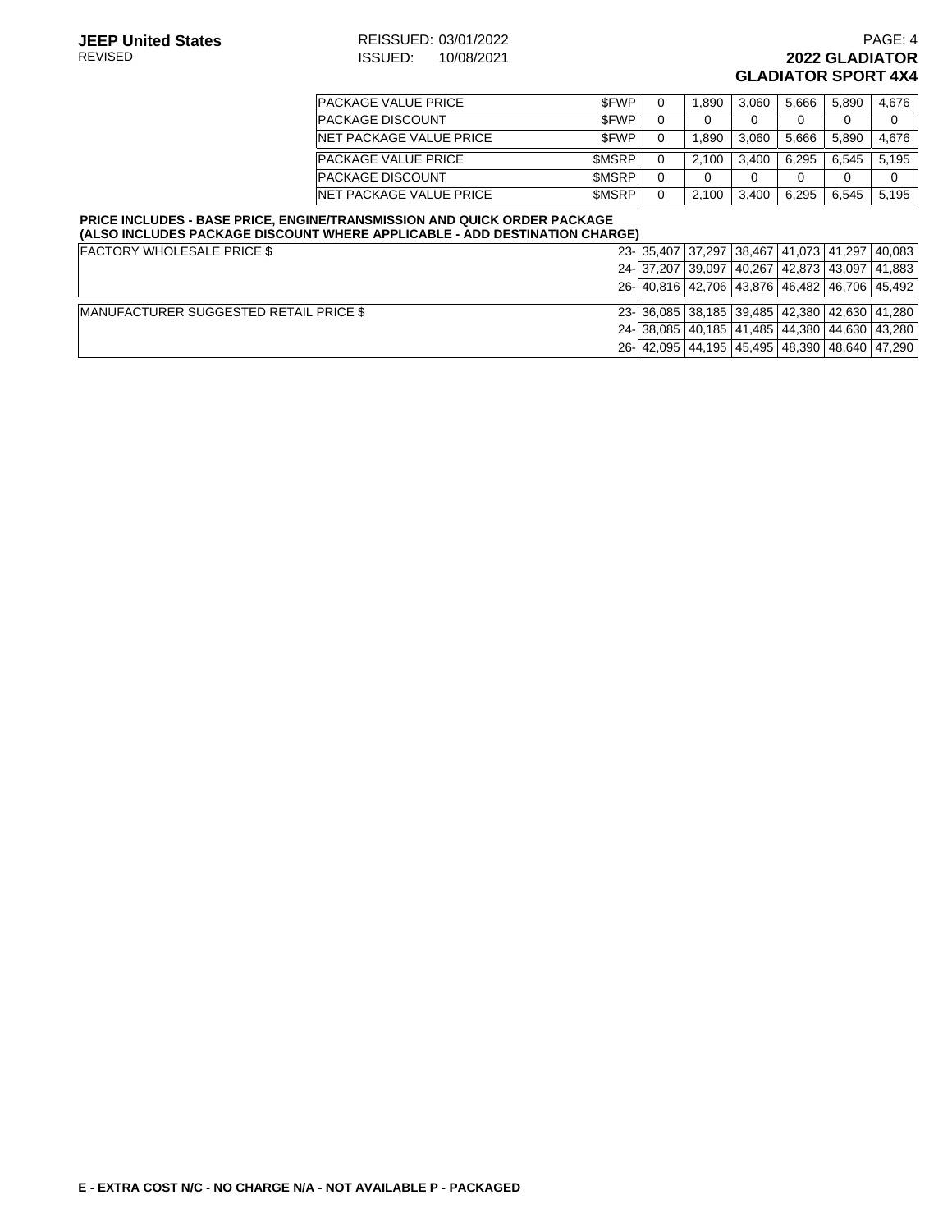| | | | | | | | |
|---|---|---|---|---|---|---|---|
| PACKAGE VALUE PRICE | $FWP | 0 | 1,890 | 3,060 | 5,666 | 5,890 | 4,676 |
| PACKAGE DISCOUNT | $FWP | 0 | 0 | 0 | 0 | 0 | 0 |
| NET PACKAGE VALUE PRICE | $FWP | 0 | 1,890 | 3,060 | 5,666 | 5,890 | 4,676 |
| PACKAGE VALUE PRICE | $MSRP | 0 | 2,100 | 3,400 | 6,295 | 6,545 | 5,195 |
| PACKAGE DISCOUNT | $MSRP | 0 | 0 | 0 | 0 | 0 | 0 |
| NET PACKAGE VALUE PRICE | $MSRP | 0 | 2,100 | 3,400 | 6,295 | 6,545 | 5,195 |

**PRICE INCLUDES - BASE PRICE, ENGINE/TRANSMISSION AND QUICK ORDER PACKAGE (ALSO INCLUDES PACKAGE DISCOUNT WHERE APPLICABLE - ADD DESTINATION CHARGE)**

| | | | | | | | |
|---|---|---|---|---|---|---|---|
| FACTORY WHOLESALE PRICE $ | 23- | 35,407 | 37,297 | 38,467 | 41,073 | 41,297 | 40,083 |
| | 24- | 37,207 | 39,097 | 40,267 | 42,873 | 43,097 | 41,883 |
| | 26- | 40,816 | 42,706 | 43,876 | 46,482 | 46,706 | 45,492 |
| MANUFACTURER SUGGESTED RETAIL PRICE $ | 23- | 36,085 | 38,185 | 39,485 | 42,380 | 42,630 | 41,280 |
| | 24- | 38,085 | 40,185 | 41,485 | 44,380 | 44,630 | 43,280 |
| | 26- | 42,095 | 44,195 | 45,495 | 48,390 | 48,640 | 47,290 |

**E - EXTRA COST N/C - NO CHARGE N/A - NOT AVAILABLE P - PACKAGED**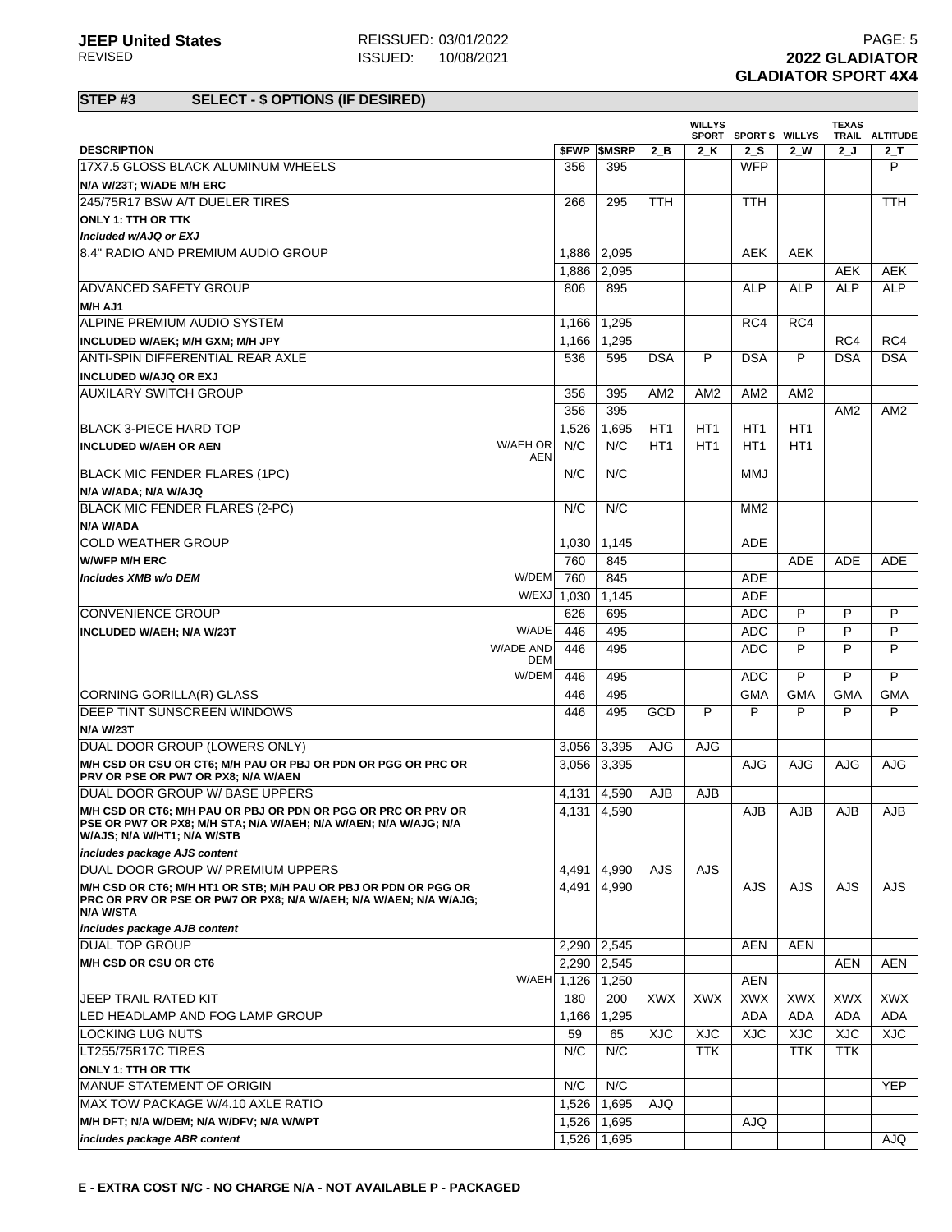**JEEP United States** REISSUED: 03/01/2022
REVISED ISSUED: 10/08/2021

**2022 GLADIATOR**
**GLADIATOR SPORT 4X4**

## STEP #3 SELECT - $ OPTIONS (IF DESIRED)

| DESCRIPTION | | $FWP | $MSRP | 2_B | WILLYS SPORT 2_K | SPORT S 2_S | WILLYS 2_W | TEXAS TRAIL 2_J | ALTITUDE 2_T |
|---|---|---|---|---|---|---|---|---|---|
| 17X7.5 GLOSS BLACK ALUMINUM WHEELS | | 356 | 395 | | | WFP | | | P |
| **N/A W/23T; W/ADE M/H ERC** | | | | | | | | | |
| 245/75R17 BSW A/T DUELER TIRES | | 266 | 295 | TTH | | TTH | | | TTH |
| **ONLY 1: TTH OR TTK** | | | | | | | | | |
| ***Included w/AJQ or EXJ*** | | | | | | | | | |
| 8.4" RADIO AND PREMIUM AUDIO GROUP | | 1,886 | 2,095 | | | AEK | AEK | | |
| | | 1,886 | 2,095 | | | | | AEK | AEK |
| ADVANCED SAFETY GROUP | | 806 | 895 | | | ALP | ALP | ALP | ALP |
| **M/H AJ1** | | | | | | | | | |
| ALPINE PREMIUM AUDIO SYSTEM | | 1,166 | 1,295 | | | RC4 | RC4 | | |
| **INCLUDED W/AEK; M/H GXM; M/H JPY** | | 1,166 | 1,295 | | | | | RC4 | RC4 |
| ANTI-SPIN DIFFERENTIAL REAR AXLE | | 536 | 595 | DSA | P | DSA | P | DSA | DSA |
| **INCLUDED W/AJQ OR EXJ** | | | | | | | | | |
| AUXILARY SWITCH GROUP | | 356 | 395 | AM2 | AM2 | AM2 | AM2 | | |
| | | 356 | 395 | | | | | AM2 | AM2 |
| BLACK 3-PIECE HARD TOP | | 1,526 | 1,695 | HT1 | HT1 | HT1 | HT1 | | |
| **INCLUDED W/AEH OR AEN** | W/AEH OR AEN | N/C | N/C | HT1 | HT1 | HT1 | HT1 | | |
| BLACK MIC FENDER FLARES (1PC) | | N/C | N/C | | | MMJ | | | |
| **N/A W/ADA; N/A W/AJQ** | | | | | | | | | |
| BLACK MIC FENDER FLARES (2-PC) | | N/C | N/C | | | MM2 | | | |
| **N/A W/ADA** | | | | | | | | | |
| COLD WEATHER GROUP | | 1,030 | 1,145 | | | ADE | | | |
| **W/WFP M/H ERC** | | 760 | 845 | | | | ADE | ADE | ADE |
| ***Includes XMB w/o DEM*** | W/DEM | 760 | 845 | | | ADE | | | |
| | W/EXJ | 1,030 | 1,145 | | | ADE | | | |
| CONVENIENCE GROUP | | 626 | 695 | | | ADC | P | P | P |
| **INCLUDED W/AEH; N/A W/23T** | W/ADE | 446 | 495 | | | ADC | P | P | P |
| | W/ADE AND DEM | 446 | 495 | | | ADC | P | P | P |
| | W/DEM | 446 | 495 | | | ADC | P | P | P |
| CORNING GORILLA(R) GLASS | | 446 | 495 | | | GMA | GMA | GMA | GMA |
| DEEP TINT SUNSCREEN WINDOWS | | 446 | 495 | GCD | P | P | P | P | P |
| **N/A W/23T** | | | | | | | | | |
| DUAL DOOR GROUP (LOWERS ONLY) | | 3,056 | 3,395 | AJG | AJG | | | | |
| **M/H CSD OR CSU OR CT6; M/H PAU OR PBJ OR PDN OR PGG OR PRC OR PRV OR PSE OR PW7 OR PX8; N/A W/AEN** | | 3,056 | 3,395 | | | AJG | AJG | AJG | AJG |
| DUAL DOOR GROUP W/ BASE UPPERS | | 4,131 | 4,590 | AJB | AJB | | | | |
| **M/H CSD OR CT6; M/H PAU OR PBJ OR PDN OR PGG OR PRC OR PRV OR PSE OR PW7 OR PX8; M/H STA; N/A W/AEH; N/A W/AEN; N/A W/AJG; N/A W/AJS; N/A W/HT1; N/A W/STB** | | 4,131 | 4,590 | | | AJB | AJB | AJB | AJB |
| ***includes package AJS content*** | | | | | | | | | |
| DUAL DOOR GROUP W/ PREMIUM UPPERS | | 4,491 | 4,990 | AJS | AJS | | | | |
| **M/H CSD OR CT6; M/H HT1 OR STB; M/H PAU OR PBJ OR PDN OR PGG OR PRC OR PRV OR PSE OR PW7 OR PX8; N/A W/AEH; N/A W/AEN; N/A W/AJG; N/A W/STA** | | 4,491 | 4,990 | | | AJS | AJS | AJS | AJS |
| ***includes package AJB content*** | | | | | | | | | |
| DUAL TOP GROUP | | 2,290 | 2,545 | | | AEN | AEN | | |
| **M/H CSD OR CSU OR CT6** | | 2,290 | 2,545 | | | | | AEN | AEN |
| | W/AEH | 1,126 | 1,250 | | | AEN | | | |
| JEEP TRAIL RATED KIT | | 180 | 200 | XWX | XWX | XWX | XWX | XWX | XWX |
| LED HEADLAMP AND FOG LAMP GROUP | | 1,166 | 1,295 | | | ADA | ADA | ADA | ADA |
| LOCKING LUG NUTS | | 59 | 65 | XJC | XJC | XJC | XJC | XJC | XJC |
| LT255/75R17C TIRES | | N/C | N/C | | TTK | | TTK | TTK | |
| **ONLY 1: TTH OR TTK** | | | | | | | | | |
| MANUF STATEMENT OF ORIGIN | | N/C | N/C | | | | | | YEP |
| MAX TOW PACKAGE W/4.10 AXLE RATIO | | 1,526 | 1,695 | AJQ | | | | | |
| **M/H DFT; N/A W/DEM; N/A W/DFV; N/A W/WPT** | | 1,526 | 1,695 | | | AJQ | | | |
| ***includes package ABR content*** | | 1,526 | 1,695 | | | | | | AJQ |

**E - EXTRA COST N/C - NO CHARGE N/A - NOT AVAILABLE P - PACKAGED**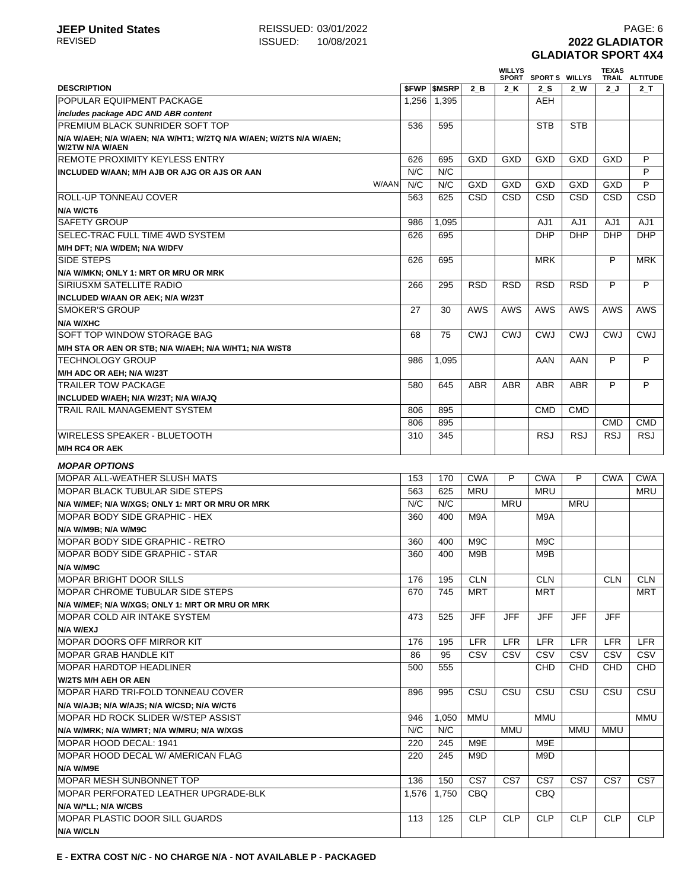# 2022 GLADIATOR

## GLADIATOR SPORT 4X4

| DESCRIPTION | $FWP | $MSRP | 2_B | WILLYS SPORT 2_K | SPORT S 2_S | WILLYS 2_W | TEXAS TRAIL 2_J | ALTITUDE 2_T |
|---|---|---|---|---|---|---|---|---|
| POPULAR EQUIPMENT PACKAGE | 1,256 | 1,395 | | | AEH | | | |
| *includes package ADC AND ABR content* | | | | | | | | |
| PREMIUM BLACK SUNRIDER SOFT TOP | 536 | 595 | | | STB | STB | | |
| **N/A W/AEH; N/A W/AEN; N/A W/HT1; W/2TQ N/A W/AEN; W/2TS N/A W/AEN; W/2TW N/A W/AEN** | | | | | | | | |
| REMOTE PROXIMITY KEYLESS ENTRY | 626 | 695 | GXD | GXD | GXD | GXD | GXD | P |
| **INCLUDED W/AAN; M/H AJB OR AJG OR AJS OR AAN** | N/C | N/C | | | | | | P |
| W/AAN | N/C | N/C | GXD | GXD | GXD | GXD | GXD | P |
| ROLL-UP TONNEAU COVER | 563 | 625 | CSD | CSD | CSD | CSD | CSD | CSD |
| **N/A W/CT6** | | | | | | | | |
| SAFETY GROUP | 986 | 1,095 | | | AJ1 | AJ1 | AJ1 | AJ1 |
| SELEC-TRAC FULL TIME 4WD SYSTEM | 626 | 695 | | | DHP | DHP | DHP | DHP |
| **M/H DFT; N/A W/DEM; N/A W/DFV** | | | | | | | | |
| SIDE STEPS | 626 | 695 | | | MRK | | P | MRK |
| **N/A W/MKN; ONLY 1: MRT OR MRU OR MRK** | | | | | | | | |
| SIRIUSXM SATELLITE RADIO | 266 | 295 | RSD | RSD | RSD | RSD | P | P |
| **INCLUDED W/AAN OR AEK; N/A W/23T** | | | | | | | | |
| SMOKER'S GROUP | 27 | 30 | AWS | AWS | AWS | AWS | AWS | AWS |
| **N/A W/XHC** | | | | | | | | |
| SOFT TOP WINDOW STORAGE BAG | 68 | 75 | CWJ | CWJ | CWJ | CWJ | CWJ | CWJ |
| **M/H STA OR AEN OR STB; N/A W/AEH; N/A W/HT1; N/A W/ST8** | | | | | | | | |
| TECHNOLOGY GROUP | 986 | 1,095 | | | AAN | AAN | P | P |
| **M/H ADC OR AEH; N/A W/23T** | | | | | | | | |
| TRAILER TOW PACKAGE | 580 | 645 | ABR | ABR | ABR | ABR | P | P |
| **INCLUDED W/AEH; N/A W/23T; N/A W/AJQ** | | | | | | | | |
| TRAIL RAIL MANAGEMENT SYSTEM | 806 | 895 | | | CMD | CMD | | |
| | 806 | 895 | | | | | CMD | CMD |
| WIRELESS SPEAKER - BLUETOOTH | 310 | 345 | | | RSJ | RSJ | RSJ | RSJ |
| **M/H RC4 OR AEK** | | | | | | | | |

***MOPAR OPTIONS***

| DESCRIPTION | $FWP | $MSRP | 2_B | 2_K | 2_S | 2_W | 2_J | 2_T |
|---|---|---|---|---|---|---|---|---|
| MOPAR ALL-WEATHER SLUSH MATS | 153 | 170 | CWA | P | CWA | P | CWA | CWA |
| MOPAR BLACK TUBULAR SIDE STEPS | 563 | 625 | MRU | | MRU | | | MRU |
| **N/A W/MEF; N/A W/XGS; ONLY 1: MRT OR MRU OR MRK** | N/C | N/C | | MRU | | MRU | | |
| MOPAR BODY SIDE GRAPHIC - HEX | 360 | 400 | M9A | | M9A | | | |
| **N/A W/M9B; N/A W/M9C** | | | | | | | | |
| MOPAR BODY SIDE GRAPHIC - RETRO | 360 | 400 | M9C | | M9C | | | |
| MOPAR BODY SIDE GRAPHIC - STAR | 360 | 400 | M9B | | M9B | | | |
| **N/A W/M9C** | | | | | | | | |
| MOPAR BRIGHT DOOR SILLS | 176 | 195 | CLN | | CLN | | CLN | CLN |
| MOPAR CHROME TUBULAR SIDE STEPS | 670 | 745 | MRT | | MRT | | | MRT |
| **N/A W/MEF; N/A W/XGS; ONLY 1: MRT OR MRU OR MRK** | | | | | | | | |
| MOPAR COLD AIR INTAKE SYSTEM | 473 | 525 | JFF | JFF | JFF | JFF | JFF | |
| **N/A W/EXJ** | | | | | | | | |
| MOPAR DOORS OFF MIRROR KIT | 176 | 195 | LFR | LFR | LFR | LFR | LFR | LFR |
| MOPAR GRAB HANDLE KIT | 86 | 95 | CSV | CSV | CSV | CSV | CSV | CSV |
| MOPAR HARDTOP HEADLINER | 500 | 555 | | | CHD | CHD | CHD | CHD |
| **W/2TS M/H AEH OR AEN** | | | | | | | | |
| MOPAR HARD TRI-FOLD TONNEAU COVER | 896 | 995 | CSU | CSU | CSU | CSU | CSU | CSU |
| **N/A W/AJB; N/A W/AJS; N/A W/CSD; N/A W/CT6** | | | | | | | | |
| MOPAR HD ROCK SLIDER W/STEP ASSIST | 946 | 1,050 | MMU | | MMU | | | MMU |
| **N/A W/MRK; N/A W/MRT; N/A W/MRU; N/A W/XGS** | N/C | N/C | | MMU | | MMU | MMU | |
| MOPAR HOOD DECAL: 1941 | 220 | 245 | M9E | | M9E | | | |
| MOPAR HOOD DECAL W/ AMERICAN FLAG | 220 | 245 | M9D | | M9D | | | |
| **N/A W/M9E** | | | | | | | | |
| MOPAR MESH SUNBONNET TOP | 136 | 150 | CS7 | CS7 | CS7 | CS7 | CS7 | CS7 |
| MOPAR PERFORATED LEATHER UPGRADE-BLK | 1,576 | 1,750 | CBQ | | CBQ | | | |
| **N/A W/*LL; N/A W/CBS** | | | | | | | | |
| MOPAR PLASTIC DOOR SILL GUARDS | 113 | 125 | CLP | CLP | CLP | CLP | CLP | CLP |
| **N/A W/CLN** | | | | | | | | |

**E - EXTRA COST N/C - NO CHARGE N/A - NOT AVAILABLE P - PACKAGED**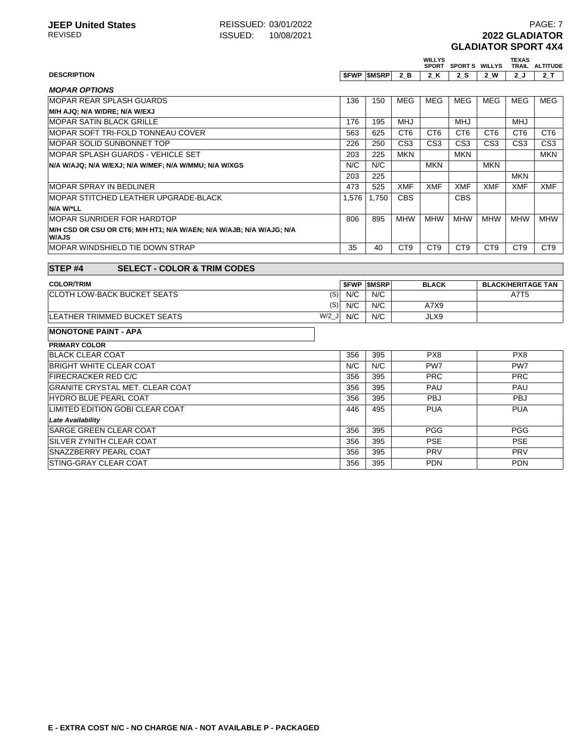## MOPAR OPTIONS

| DESCRIPTION | $FWP | $MSRP | 2_B | WILLYS SPORT 2_K | SPORT S 2_S | WILLYS 2_W | TEXAS TRAIL 2_J | ALTITUDE 2_T |
|---|---|---|---|---|---|---|---|---|
| MOPAR REAR SPLASH GUARDS | 136 | 150 | MEG | MEG | MEG | MEG | MEG | MEG |
| M/H AJQ; N/A W/DRE; N/A W/EXJ | | | | | | | | |
| MOPAR SATIN BLACK GRILLE | 176 | 195 | MHJ | | MHJ | | MHJ | |
| MOPAR SOFT TRI-FOLD TONNEAU COVER | 563 | 625 | CT6 | CT6 | CT6 | CT6 | CT6 | CT6 |
| MOPAR SOLID SUNBONNET TOP | 226 | 250 | CS3 | CS3 | CS3 | CS3 | CS3 | CS3 |
| MOPAR SPLASH GUARDS - VEHICLE SET | 203 | 225 | MKN | | MKN | | | MKN |
| N/A W/AJQ; N/A W/EXJ; N/A W/MEF; N/A W/MMU; N/A W/XGS | N/C | N/C | | MKN | | MKN | | |
| | 203 | 225 | | | | | MKN | |
| MOPAR SPRAY IN BEDLINER | 473 | 525 | XMF | XMF | XMF | XMF | XMF | XMF |
| MOPAR STITCHED LEATHER UPGRADE-BLACK | 1,576 | 1,750 | CBS | | CBS | | | |
| N/A W/*LL | | | | | | | | |
| MOPAR SUNRIDER FOR HARDTOP | 806 | 895 | MHW | MHW | MHW | MHW | MHW | MHW |
| M/H CSD OR CSU OR CT6; M/H HT1; N/A W/AEN; N/A W/AJB; N/A W/AJG; N/A W/AJS | | | | | | | | |
| MOPAR WINDSHIELD TIE DOWN STRAP | 35 | 40 | CT9 | CT9 | CT9 | CT9 | CT9 | CT9 |

## STEP #4 SELECT - COLOR & TRIM CODES

| COLOR/TRIM | | $FWP | $MSRP | BLACK | BLACK/HERITAGE TAN |
|---|---|---|---|---|---|
| CLOTH LOW-BACK BUCKET SEATS | (S) | N/C | N/C | | A7T5 |
| | (S) | N/C | N/C | A7X9 | |
| LEATHER TRIMMED BUCKET SEATS | W/2_J | N/C | N/C | JLX9 | |

### MONOTONE PAINT - APA

| PRIMARY COLOR | $FWP | $MSRP | BLACK | BLACK/HERITAGE TAN |
|---|---|---|---|---|
| BLACK CLEAR COAT | 356 | 395 | PX8 | PX8 |
| BRIGHT WHITE CLEAR COAT | N/C | N/C | PW7 | PW7 |
| FIRECRACKER RED C/C | 356 | 395 | PRC | PRC |
| GRANITE CRYSTAL MET. CLEAR COAT | 356 | 395 | PAU | PAU |
| HYDRO BLUE PEARL COAT | 356 | 395 | PBJ | PBJ |
| LIMITED EDITION GOBI CLEAR COAT | 446 | 495 | PUA | PUA |
| *Late Availability* | | | | |
| SARGE GREEN CLEAR COAT | 356 | 395 | PGG | PGG |
| SILVER ZYNITH CLEAR COAT | 356 | 395 | PSE | PSE |
| SNAZZBERRY PEARL COAT | 356 | 395 | PRV | PRV |
| STING-GRAY CLEAR COAT | 356 | 395 | PDN | PDN |

**E - EXTRA COST N/C - NO CHARGE N/A - NOT AVAILABLE P - PACKAGED**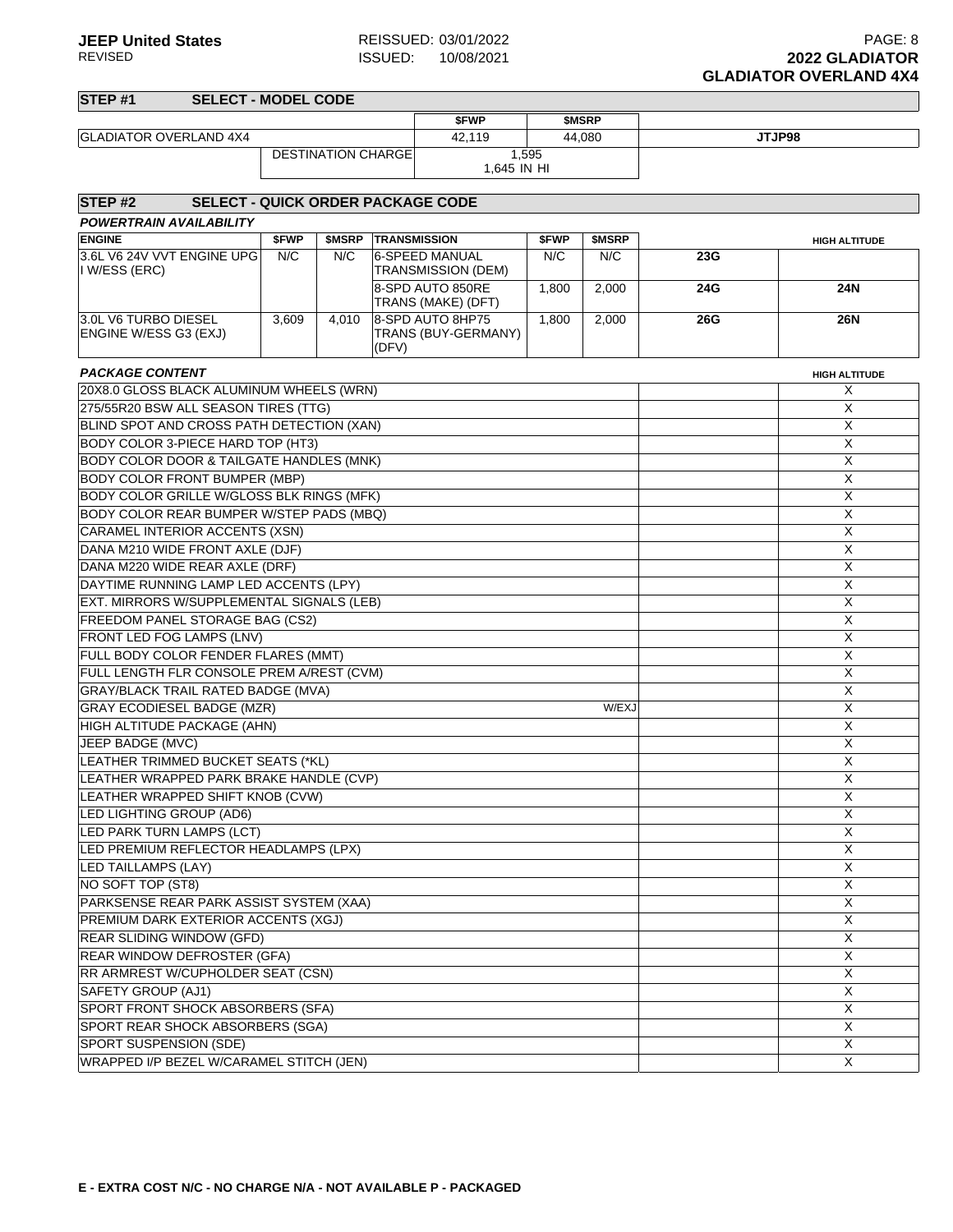## STEP #1 SELECT - MODEL CODE

| | | $FWP | $MSRP | |
|---|---|---|---|---|
| GLADIATOR OVERLAND 4X4 | | 42,119 | 44,080 | JTJP98 |
| | DESTINATION CHARGE | 1,595<br>1,645 IN HI | | |

## STEP #2 SELECT - QUICK ORDER PACKAGE CODE

***POWERTRAIN AVAILABILITY***

| ENGINE | $FWP | $MSRP | TRANSMISSION | $FWP | $MSRP | | HIGH ALTITUDE |
|---|---|---|---|---|---|---|---|
| 3.6L V6 24V VVT ENGINE UPG I W/ESS (ERC) | N/C | N/C | 6-SPEED MANUAL TRANSMISSION (DEM) | N/C | N/C | 23G | |
| | | | 8-SPD AUTO 850RE TRANS (MAKE) (DFT) | 1,800 | 2,000 | 24G | 24N |
| 3.0L V6 TURBO DIESEL ENGINE W/ESS G3 (EXJ) | 3,609 | 4,010 | 8-SPD AUTO 8HP75 TRANS (BUY-GERMANY) (DFV) | 1,800 | 2,000 | 26G | 26N |

***PACKAGE CONTENT***

| PACKAGE CONTENT | | | HIGH ALTITUDE |
|---|---|---|---|
| 20X8.0 GLOSS BLACK ALUMINUM WHEELS (WRN) | | | X |
| 275/55R20 BSW ALL SEASON TIRES (TTG) | | | X |
| BLIND SPOT AND CROSS PATH DETECTION (XAN) | | | X |
| BODY COLOR 3-PIECE HARD TOP (HT3) | | | X |
| BODY COLOR DOOR & TAILGATE HANDLES (MNK) | | | X |
| BODY COLOR FRONT BUMPER (MBP) | | | X |
| BODY COLOR GRILLE W/GLOSS BLK RINGS (MFK) | | | X |
| BODY COLOR REAR BUMPER W/STEP PADS (MBQ) | | | X |
| CARAMEL INTERIOR ACCENTS (XSN) | | | X |
| DANA M210 WIDE FRONT AXLE (DJF) | | | X |
| DANA M220 WIDE REAR AXLE (DRF) | | | X |
| DAYTIME RUNNING LAMP LED ACCENTS (LPY) | | | X |
| EXT. MIRRORS W/SUPPLEMENTAL SIGNALS (LEB) | | | X |
| FREEDOM PANEL STORAGE BAG (CS2) | | | X |
| FRONT LED FOG LAMPS (LNV) | | | X |
| FULL BODY COLOR FENDER FLARES (MMT) | | | X |
| FULL LENGTH FLR CONSOLE PREM A/REST (CVM) | | | X |
| GRAY/BLACK TRAIL RATED BADGE (MVA) | | | X |
| GRAY ECODIESEL BADGE (MZR) | W/EXJ | | X |
| HIGH ALTITUDE PACKAGE (AHN) | | | X |
| JEEP BADGE (MVC) | | | X |
| LEATHER TRIMMED BUCKET SEATS (*KL) | | | X |
| LEATHER WRAPPED PARK BRAKE HANDLE (CVP) | | | X |
| LEATHER WRAPPED SHIFT KNOB (CVW) | | | X |
| LED LIGHTING GROUP (AD6) | | | X |
| LED PARK TURN LAMPS (LCT) | | | X |
| LED PREMIUM REFLECTOR HEADLAMPS (LPX) | | | X |
| LED TAILLAMPS (LAY) | | | X |
| NO SOFT TOP (ST8) | | | X |
| PARKSENSE REAR PARK ASSIST SYSTEM (XAA) | | | X |
| PREMIUM DARK EXTERIOR ACCENTS (XGJ) | | | X |
| REAR SLIDING WINDOW (GFD) | | | X |
| REAR WINDOW DEFROSTER (GFA) | | | X |
| RR ARMREST W/CUPHOLDER SEAT (CSN) | | | X |
| SAFETY GROUP (AJ1) | | | X |
| SPORT FRONT SHOCK ABSORBERS (SFA) | | | X |
| SPORT REAR SHOCK ABSORBERS (SGA) | | | X |
| SPORT SUSPENSION (SDE) | | | X |
| WRAPPED I/P BEZEL W/CARAMEL STITCH (JEN) | | | X |

**E - EXTRA COST N/C - NO CHARGE N/A - NOT AVAILABLE P - PACKAGED**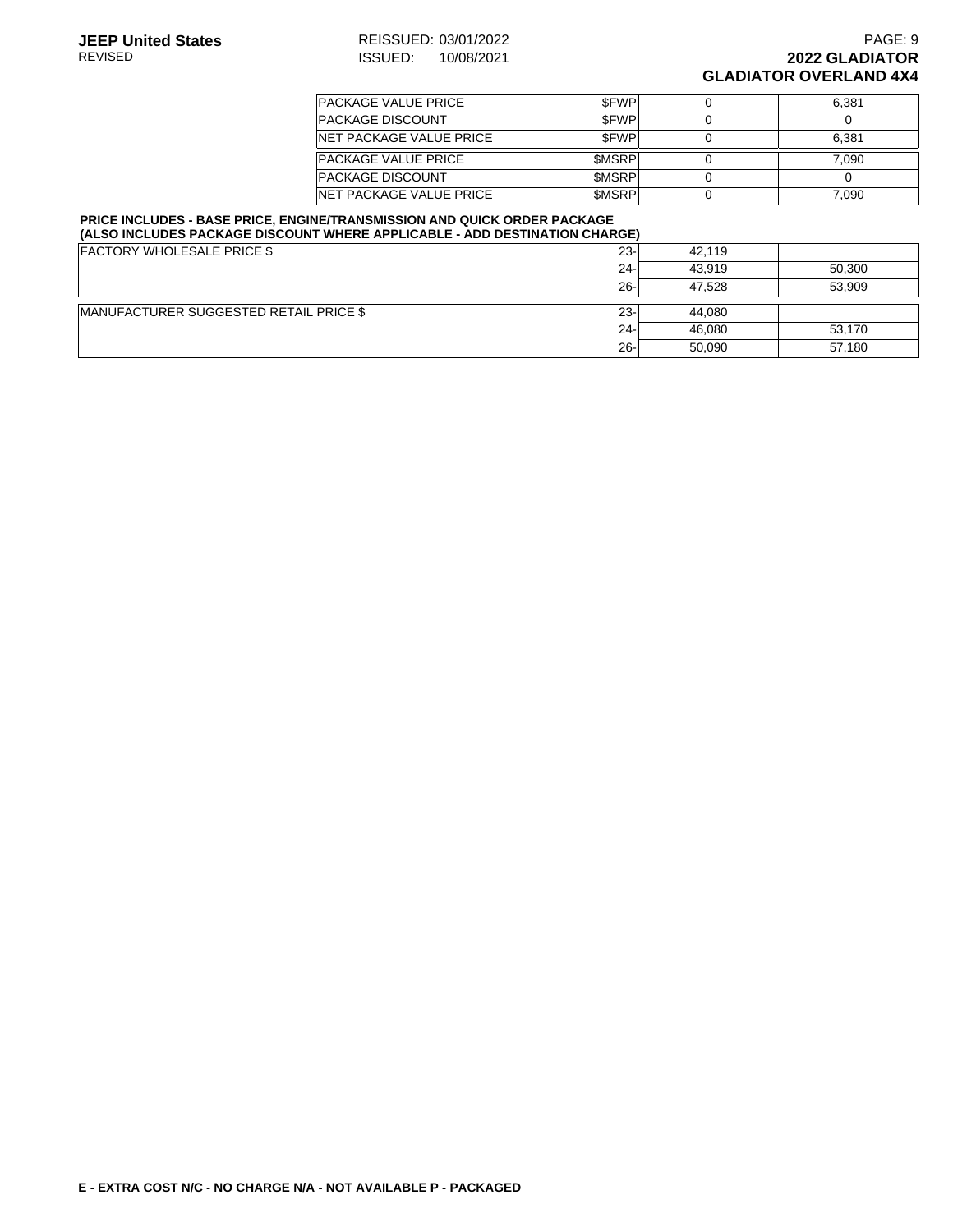| | | | |
|---|---|---|---|
| PACKAGE VALUE PRICE | $FWP | 0 | 6,381 |
| PACKAGE DISCOUNT | $FWP | 0 | 0 |
| NET PACKAGE VALUE PRICE | $FWP | 0 | 6,381 |
| PACKAGE VALUE PRICE | $MSRP | 0 | 7,090 |
| PACKAGE DISCOUNT | $MSRP | 0 | 0 |
| NET PACKAGE VALUE PRICE | $MSRP | 0 | 7,090 |

**PRICE INCLUDES - BASE PRICE, ENGINE/TRANSMISSION AND QUICK ORDER PACKAGE (ALSO INCLUDES PACKAGE DISCOUNT WHERE APPLICABLE - ADD DESTINATION CHARGE)**

| | | | |
|---|---|---|---|
| FACTORY WHOLESALE PRICE $ | 23- | 42,119 | |
| | 24- | 43,919 | 50,300 |
| | 26- | 47,528 | 53,909 |
| MANUFACTURER SUGGESTED RETAIL PRICE $ | 23- | 44,080 | |
| | 24- | 46,080 | 53,170 |
| | 26- | 50,090 | 57,180 |

**E - EXTRA COST N/C - NO CHARGE N/A - NOT AVAILABLE P - PACKAGED**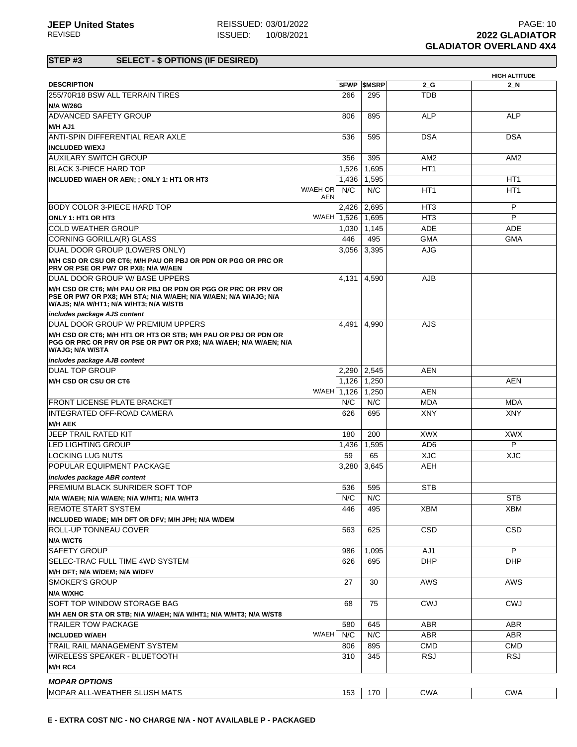## STEP #3 SELECT - $ OPTIONS (IF DESIRED)

| DESCRIPTION | | $FWP | $MSRP | 2_G | HIGH ALTITUDE 2_N |
|---|---|---|---|---|---|
| 255/70R18 BSW ALL TERRAIN TIRES | | 266 | 295 | TDB | |
| **N/A W/26G** | | | | | |
| ADVANCED SAFETY GROUP | | 806 | 895 | ALP | ALP |
| **M/H AJ1** | | | | | |
| ANTI-SPIN DIFFERENTIAL REAR AXLE | | 536 | 595 | DSA | DSA |
| **INCLUDED W/EXJ** | | | | | |
| AUXILARY SWITCH GROUP | | 356 | 395 | AM2 | AM2 |
| BLACK 3-PIECE HARD TOP | | 1,526 | 1,695 | HT1 | |
| **INCLUDED W/AEH OR AEN; ; ONLY 1: HT1 OR HT3** | | 1,436 | 1,595 | | HT1 |
| | W/AEH OR AEN | N/C | N/C | HT1 | HT1 |
| BODY COLOR 3-PIECE HARD TOP | | 2,426 | 2,695 | HT3 | P |
| **ONLY 1: HT1 OR HT3** | W/AEH | 1,526 | 1,695 | HT3 | P |
| COLD WEATHER GROUP | | 1,030 | 1,145 | ADE | ADE |
| CORNING GORILLA(R) GLASS | | 446 | 495 | GMA | GMA |
| DUAL DOOR GROUP (LOWERS ONLY) | | 3,056 | 3,395 | AJG | |
| **M/H CSD OR CSU OR CT6; M/H PAU OR PBJ OR PDN OR PGG OR PRC OR PRV OR PSE OR PW7 OR PX8; N/A W/AEN** | | | | | |
| DUAL DOOR GROUP W/ BASE UPPERS | | 4,131 | 4,590 | AJB | |
| **M/H CSD OR CT6; M/H PAU OR PBJ OR PDN OR PGG OR PRC OR PRV OR PSE OR PW7 OR PX8; M/H STA; N/A W/AEH; N/A W/AEN; N/A W/AJG; N/A W/AJS; N/A W/HT1; N/A W/HT3; N/A W/STB** | | | | | |
| ***includes package AJS content*** | | | | | |
| DUAL DOOR GROUP W/ PREMIUM UPPERS | | 4,491 | 4,990 | AJS | |
| **M/H CSD OR CT6; M/H HT1 OR HT3 OR STB; M/H PAU OR PBJ OR PDN OR PGG OR PRC OR PRV OR PSE OR PW7 OR PX8; N/A W/AEH; N/A W/AEN; N/A W/AJG; N/A W/STA** | | | | | |
| ***includes package AJB content*** | | | | | |
| DUAL TOP GROUP | | 2,290 | 2,545 | AEN | |
| **M/H CSD OR CSU OR CT6** | | 1,126 | 1,250 | | AEN |
| | W/AEH | 1,126 | 1,250 | AEN | |
| FRONT LICENSE PLATE BRACKET | | N/C | N/C | MDA | MDA |
| INTEGRATED OFF-ROAD CAMERA | | 626 | 695 | XNY | XNY |
| **M/H AEK** | | | | | |
| JEEP TRAIL RATED KIT | | 180 | 200 | XWX | XWX |
| LED LIGHTING GROUP | | 1,436 | 1,595 | AD6 | P |
| LOCKING LUG NUTS | | 59 | 65 | XJC | XJC |
| POPULAR EQUIPMENT PACKAGE | | 3,280 | 3,645 | AEH | |
| ***includes package ABR content*** | | | | | |
| PREMIUM BLACK SUNRIDER SOFT TOP | | 536 | 595 | STB | |
| **N/A W/AEH; N/A W/AEN; N/A W/HT1; N/A W/HT3** | | N/C | N/C | | STB |
| REMOTE START SYSTEM | | 446 | 495 | XBM | XBM |
| **INCLUDED W/ADE; M/H DFT OR DFV; M/H JPH; N/A W/DEM** | | | | | |
| ROLL-UP TONNEAU COVER | | 563 | 625 | CSD | CSD |
| **N/A W/CT6** | | | | | |
| SAFETY GROUP | | 986 | 1,095 | AJ1 | P |
| SELEC-TRAC FULL TIME 4WD SYSTEM | | 626 | 695 | DHP | DHP |
| **M/H DFT; N/A W/DEM; N/A W/DFV** | | | | | |
| SMOKER'S GROUP | | 27 | 30 | AWS | AWS |
| **N/A W/XHC** | | | | | |
| SOFT TOP WINDOW STORAGE BAG | | 68 | 75 | CWJ | CWJ |
| **M/H AEN OR STA OR STB; N/A W/AEH; N/A W/HT1; N/A W/HT3; N/A W/ST8** | | | | | |
| TRAILER TOW PACKAGE | | 580 | 645 | ABR | ABR |
| **INCLUDED W/AEH** | W/AEH | N/C | N/C | ABR | ABR |
| TRAIL RAIL MANAGEMENT SYSTEM | | 806 | 895 | CMD | CMD |
| WIRELESS SPEAKER - BLUETOOTH | | 310 | 345 | RSJ | RSJ |
| **M/H RC4** | | | | | |
| ***MOPAR OPTIONS*** | | | | | |
| MOPAR ALL-WEATHER SLUSH MATS | | 153 | 170 | CWA | CWA |

**E - EXTRA COST N/C - NO CHARGE N/A - NOT AVAILABLE P - PACKAGED**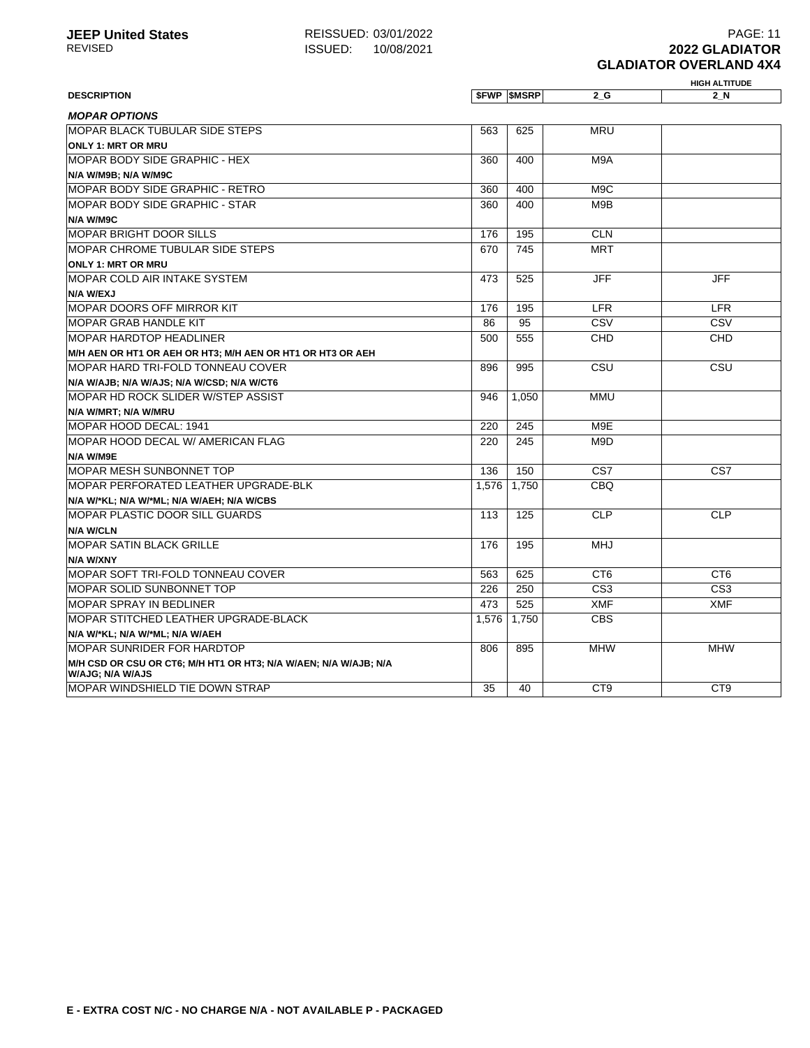| DESCRIPTION | $FWP | $MSRP | 2_G | HIGH ALTITUDE 2_N |
|---|---|---|---|---|
| ***MOPAR OPTIONS*** | | | | |
| MOPAR BLACK TUBULAR SIDE STEPS | 563 | 625 | MRU | |
| **ONLY 1: MRT OR MRU** | | | | |
| MOPAR BODY SIDE GRAPHIC - HEX | 360 | 400 | M9A | |
| **N/A W/M9B; N/A W/M9C** | | | | |
| MOPAR BODY SIDE GRAPHIC - RETRO | 360 | 400 | M9C | |
| MOPAR BODY SIDE GRAPHIC - STAR | 360 | 400 | M9B | |
| **N/A W/M9C** | | | | |
| MOPAR BRIGHT DOOR SILLS | 176 | 195 | CLN | |
| MOPAR CHROME TUBULAR SIDE STEPS | 670 | 745 | MRT | |
| **ONLY 1: MRT OR MRU** | | | | |
| MOPAR COLD AIR INTAKE SYSTEM | 473 | 525 | JFF | JFF |
| **N/A W/EXJ** | | | | |
| MOPAR DOORS OFF MIRROR KIT | 176 | 195 | LFR | LFR |
| MOPAR GRAB HANDLE KIT | 86 | 95 | CSV | CSV |
| MOPAR HARDTOP HEADLINER | 500 | 555 | CHD | CHD |
| **M/H AEN OR HT1 OR AEH OR HT3; M/H AEN OR HT1 OR HT3 OR AEH** | | | | |
| MOPAR HARD TRI-FOLD TONNEAU COVER | 896 | 995 | CSU | CSU |
| **N/A W/AJB; N/A W/AJS; N/A W/CSD; N/A W/CT6** | | | | |
| MOPAR HD ROCK SLIDER W/STEP ASSIST | 946 | 1,050 | MMU | |
| **N/A W/MRT; N/A W/MRU** | | | | |
| MOPAR HOOD DECAL: 1941 | 220 | 245 | M9E | |
| MOPAR HOOD DECAL W/ AMERICAN FLAG | 220 | 245 | M9D | |
| **N/A W/M9E** | | | | |
| MOPAR MESH SUNBONNET TOP | 136 | 150 | CS7 | CS7 |
| MOPAR PERFORATED LEATHER UPGRADE-BLK | 1,576 | 1,750 | CBQ | |
| **N/A W/*KL; N/A W/*ML; N/A W/AEH; N/A W/CBS** | | | | |
| MOPAR PLASTIC DOOR SILL GUARDS | 113 | 125 | CLP | CLP |
| **N/A W/CLN** | | | | |
| MOPAR SATIN BLACK GRILLE | 176 | 195 | MHJ | |
| **N/A W/XNY** | | | | |
| MOPAR SOFT TRI-FOLD TONNEAU COVER | 563 | 625 | CT6 | CT6 |
| MOPAR SOLID SUNBONNET TOP | 226 | 250 | CS3 | CS3 |
| MOPAR SPRAY IN BEDLINER | 473 | 525 | XMF | XMF |
| MOPAR STITCHED LEATHER UPGRADE-BLACK | 1,576 | 1,750 | CBS | |
| **N/A W/*KL; N/A W/*ML; N/A W/AEH** | | | | |
| MOPAR SUNRIDER FOR HARDTOP | 806 | 895 | MHW | MHW |
| **M/H CSD OR CSU OR CT6; M/H HT1 OR HT3; N/A W/AEN; N/A W/AJB; N/A W/AJG; N/A W/AJS** | | | | |
| MOPAR WINDSHIELD TIE DOWN STRAP | 35 | 40 | CT9 | CT9 |

**E - EXTRA COST N/C - NO CHARGE N/A - NOT AVAILABLE P - PACKAGED**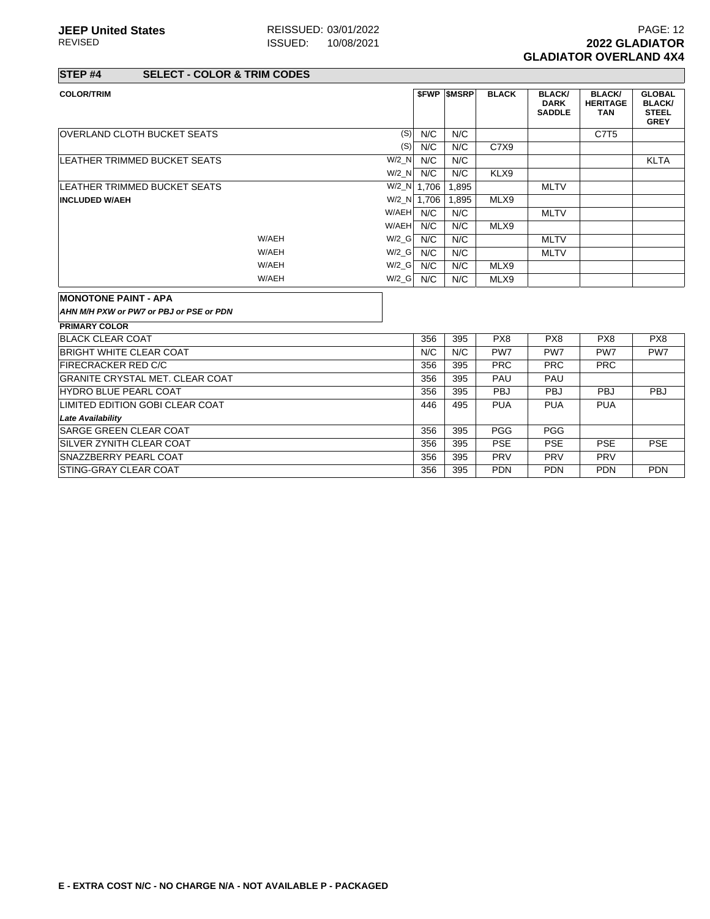## STEP #4 SELECT - COLOR & TRIM CODES

| COLOR/TRIM | | | $FWP | $MSRP | BLACK | BLACK/ DARK SADDLE | BLACK/ HERITAGE TAN | GLOBAL BLACK/ STEEL GREY |
|---|---|---|---|---|---|---|---|---|
| OVERLAND CLOTH BUCKET SEATS | | (S) | N/C | N/C | | | C7T5 | |
| | | (S) | N/C | N/C | C7X9 | | | |
| LEATHER TRIMMED BUCKET SEATS | | W/2_N | N/C | N/C | | | | KLTA |
| | | W/2_N | N/C | N/C | KLX9 | | | |
| LEATHER TRIMMED BUCKET SEATS | | W/2_N | 1,706 | 1,895 | | MLTV | | |
| **INCLUDED W/AEH** | | W/2_N | 1,706 | 1,895 | MLX9 | | | |
| | | W/AEH | N/C | N/C | | MLTV | | |
| | | W/AEH | N/C | N/C | MLX9 | | | |
| | W/AEH | W/2_G | N/C | N/C | | MLTV | | |
| | W/AEH | W/2_G | N/C | N/C | | MLTV | | |
| | W/AEH | W/2_G | N/C | N/C | MLX9 | | | |
| | W/AEH | W/2_G | N/C | N/C | MLX9 | | | |

**MONOTONE PAINT - APA**

***AHN M/H PXW or PW7 or PBJ or PSE or PDN***

| PRIMARY COLOR | $FWP | $MSRP | BLACK | BLACK/ DARK SADDLE | BLACK/ HERITAGE TAN | GLOBAL BLACK/ STEEL GREY |
|---|---|---|---|---|---|---|
| BLACK CLEAR COAT | 356 | 395 | PX8 | PX8 | PX8 | PX8 |
| BRIGHT WHITE CLEAR COAT | N/C | N/C | PW7 | PW7 | PW7 | PW7 |
| FIRECRACKER RED C/C | 356 | 395 | PRC | PRC | PRC | |
| GRANITE CRYSTAL MET. CLEAR COAT | 356 | 395 | PAU | PAU | | |
| HYDRO BLUE PEARL COAT | 356 | 395 | PBJ | PBJ | PBJ | PBJ |
| LIMITED EDITION GOBI CLEAR COAT | 446 | 495 | PUA | PUA | PUA | |
| *Late Availability* | | | | | | |
| SARGE GREEN CLEAR COAT | 356 | 395 | PGG | PGG | | |
| SILVER ZYNITH CLEAR COAT | 356 | 395 | PSE | PSE | PSE | PSE |
| SNAZZBERRY PEARL COAT | 356 | 395 | PRV | PRV | PRV | |
| STING-GRAY CLEAR COAT | 356 | 395 | PDN | PDN | PDN | PDN |

**E - EXTRA COST N/C - NO CHARGE N/A - NOT AVAILABLE P - PACKAGED**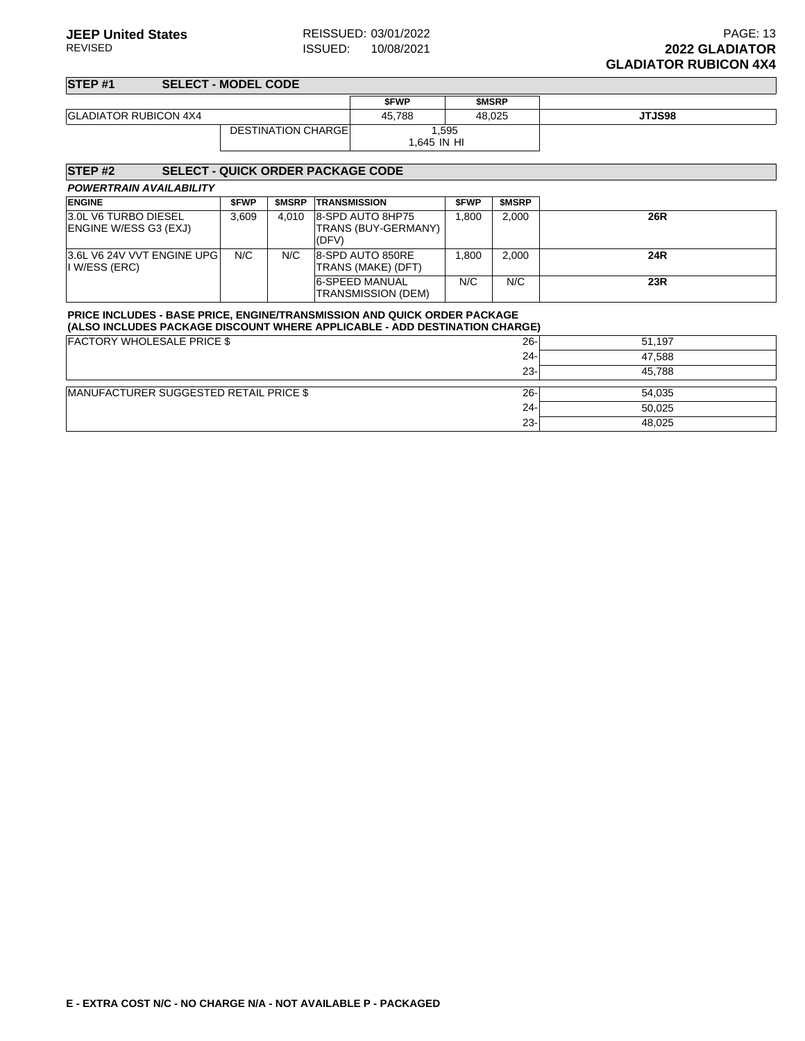## STEP #1 SELECT - MODEL CODE

| | | $FWP | $MSRP | |
|---|---|---|---|---|
| GLADIATOR RUBICON 4X4 | | 45,788 | 48,025 | **JTJS98** |
| | DESTINATION CHARGE | 1,595<br>1,645 IN HI | | |

## STEP #2 SELECT - QUICK ORDER PACKAGE CODE

***POWERTRAIN AVAILABILITY***

| ENGINE | $FWP | $MSRP | TRANSMISSION | $FWP | $MSRP | |
|---|---|---|---|---|---|---|
| 3.0L V6 TURBO DIESEL ENGINE W/ESS G3 (EXJ) | 3,609 | 4,010 | 8-SPD AUTO 8HP75 TRANS (BUY-GERMANY) (DFV) | 1,800 | 2,000 | **26R** |
| 3.6L V6 24V VVT ENGINE UPG I W/ESS (ERC) | N/C | N/C | 8-SPD AUTO 850RE TRANS (MAKE) (DFT) | 1,800 | 2,000 | **24R** |
| | | | 6-SPEED MANUAL TRANSMISSION (DEM) | N/C | N/C | **23R** |

**PRICE INCLUDES - BASE PRICE, ENGINE/TRANSMISSION AND QUICK ORDER PACKAGE (ALSO INCLUDES PACKAGE DISCOUNT WHERE APPLICABLE - ADD DESTINATION CHARGE)**

| | | |
|---|---|---|
| FACTORY WHOLESALE PRICE $ | 26- | 51,197 |
| | 24- | 47,588 |
| | 23- | 45,788 |
| MANUFACTURER SUGGESTED RETAIL PRICE $ | 26- | 54,035 |
| | 24- | 50,025 |
| | 23- | 48,025 |

**E - EXTRA COST N/C - NO CHARGE N/A - NOT AVAILABLE P - PACKAGED**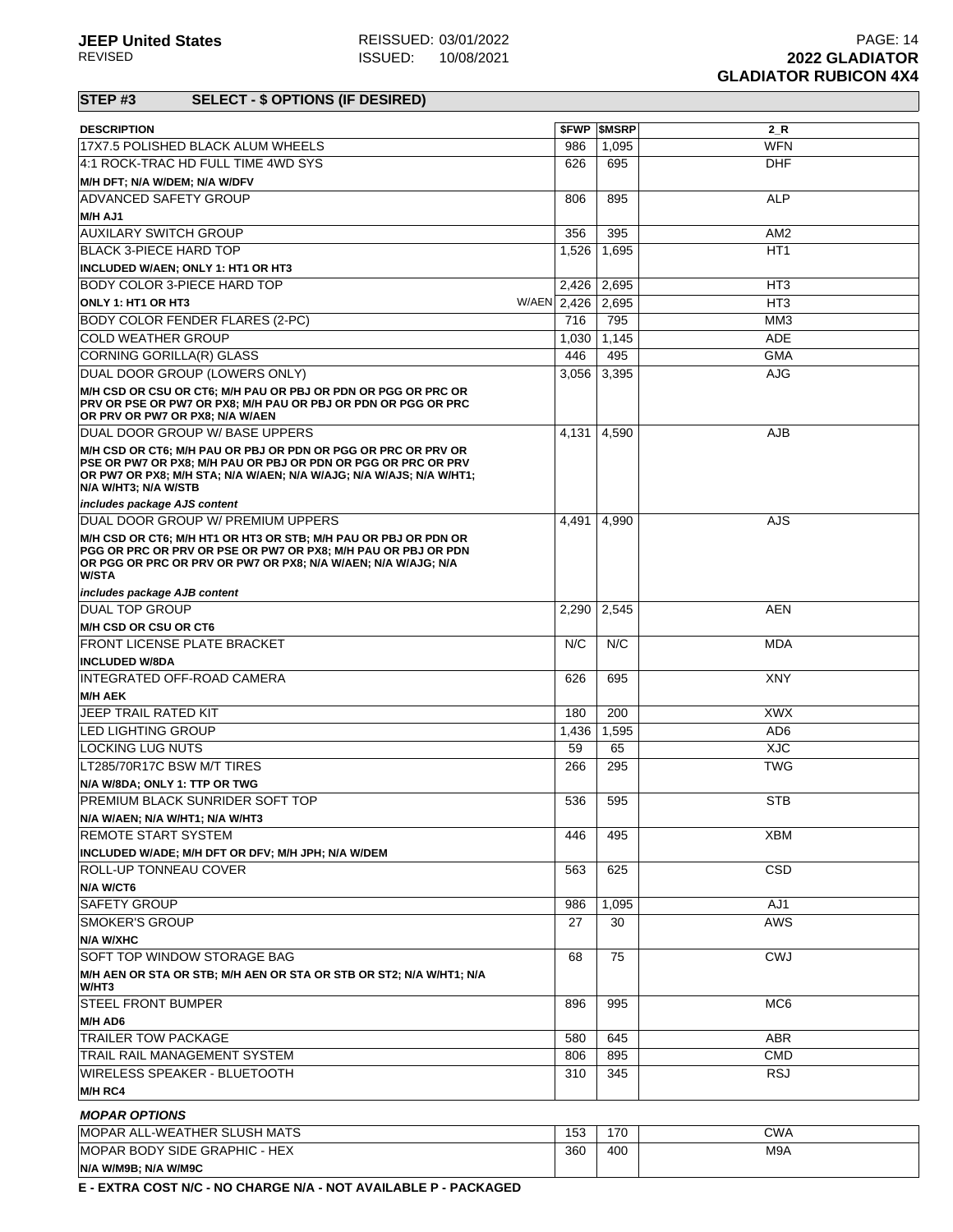**STEP #3 SELECT - $ OPTIONS (IF DESIRED)**

| DESCRIPTION | $FWP | $MSRP | 2_R |
|---|---|---|---|
| 17X7.5 POLISHED BLACK ALUM WHEELS | 986 | 1,095 | WFN |
| 4:1 ROCK-TRAC HD FULL TIME 4WD SYS | 626 | 695 | DHF |
| **M/H DFT; N/A W/DEM; N/A W/DFV** | | | |
| ADVANCED SAFETY GROUP | 806 | 895 | ALP |
| **M/H AJ1** | | | |
| AUXILARY SWITCH GROUP | 356 | 395 | AM2 |
| BLACK 3-PIECE HARD TOP | 1,526 | 1,695 | HT1 |
| **INCLUDED W/AEN; ONLY 1: HT1 OR HT3** | | | |
| BODY COLOR 3-PIECE HARD TOP | 2,426 | 2,695 | HT3 |
| **ONLY 1: HT1 OR HT3** W/AEN | 2,426 | 2,695 | HT3 |
| BODY COLOR FENDER FLARES (2-PC) | 716 | 795 | MM3 |
| COLD WEATHER GROUP | 1,030 | 1,145 | ADE |
| CORNING GORILLA(R) GLASS | 446 | 495 | GMA |
| DUAL DOOR GROUP (LOWERS ONLY) | 3,056 | 3,395 | AJG |
| **M/H CSD OR CSU OR CT6; M/H PAU OR PBJ OR PDN OR PGG OR PRC OR PRV OR PSE OR PW7 OR PX8; M/H PAU OR PBJ OR PDN OR PGG OR PRC OR PRV OR PW7 OR PX8; N/A W/AEN** | | | |
| DUAL DOOR GROUP W/ BASE UPPERS | 4,131 | 4,590 | AJB |
| **M/H CSD OR CT6; M/H PAU OR PBJ OR PDN OR PGG OR PRC OR PRV OR PSE OR PW7 OR PX8; M/H PAU OR PBJ OR PDN OR PGG OR PRC OR PRV OR PW7 OR PX8; M/H STA; N/A W/AEN; N/A W/AJG; N/A W/AJS; N/A W/HT1; N/A W/HT3; N/A W/STB** | | | |
| *includes package AJS content* | | | |
| DUAL DOOR GROUP W/ PREMIUM UPPERS | 4,491 | 4,990 | AJS |
| **M/H CSD OR CT6; M/H HT1 OR HT3 OR STB; M/H PAU OR PBJ OR PDN OR PGG OR PRC OR PRV OR PSE OR PW7 OR PX8; M/H PAU OR PBJ OR PDN OR PGG OR PRC OR PRV OR PW7 OR PX8; N/A W/AEN; N/A W/AJG; N/A W/STA** | | | |
| *includes package AJB content* | | | |
| DUAL TOP GROUP | 2,290 | 2,545 | AEN |
| **M/H CSD OR CSU OR CT6** | | | |
| FRONT LICENSE PLATE BRACKET | N/C | N/C | MDA |
| **INCLUDED W/8DA** | | | |
| INTEGRATED OFF-ROAD CAMERA | 626 | 695 | XNY |
| **M/H AEK** | | | |
| JEEP TRAIL RATED KIT | 180 | 200 | XWX |
| LED LIGHTING GROUP | 1,436 | 1,595 | AD6 |
| LOCKING LUG NUTS | 59 | 65 | XJC |
| LT285/70R17C BSW M/T TIRES | 266 | 295 | TWG |
| **N/A W/8DA; ONLY 1: TTP OR TWG** | | | |
| PREMIUM BLACK SUNRIDER SOFT TOP | 536 | 595 | STB |
| **N/A W/AEN; N/A W/HT1; N/A W/HT3** | | | |
| REMOTE START SYSTEM | 446 | 495 | XBM |
| **INCLUDED W/ADE; M/H DFT OR DFV; M/H JPH; N/A W/DEM** | | | |
| ROLL-UP TONNEAU COVER | 563 | 625 | CSD |
| **N/A W/CT6** | | | |
| SAFETY GROUP | 986 | 1,095 | AJ1 |
| SMOKER'S GROUP | 27 | 30 | AWS |
| **N/A W/XHC** | | | |
| SOFT TOP WINDOW STORAGE BAG | 68 | 75 | CWJ |
| **M/H AEN OR STA OR STB; M/H AEN OR STA OR STB OR ST2; N/A W/HT1; N/A W/HT3** | | | |
| STEEL FRONT BUMPER | 896 | 995 | MC6 |
| **M/H AD6** | | | |
| TRAILER TOW PACKAGE | 580 | 645 | ABR |
| TRAIL RAIL MANAGEMENT SYSTEM | 806 | 895 | CMD |
| WIRELESS SPEAKER - BLUETOOTH | 310 | 345 | RSJ |
| **M/H RC4** | | | |

***MOPAR OPTIONS***

| DESCRIPTION | $FWP | $MSRP | 2_R |
|---|---|---|---|
| MOPAR ALL-WEATHER SLUSH MATS | 153 | 170 | CWA |
| MOPAR BODY SIDE GRAPHIC - HEX | 360 | 400 | M9A |
| **N/A W/M9B; N/A W/M9C** | | | |

**E - EXTRA COST N/C - NO CHARGE N/A - NOT AVAILABLE P - PACKAGED**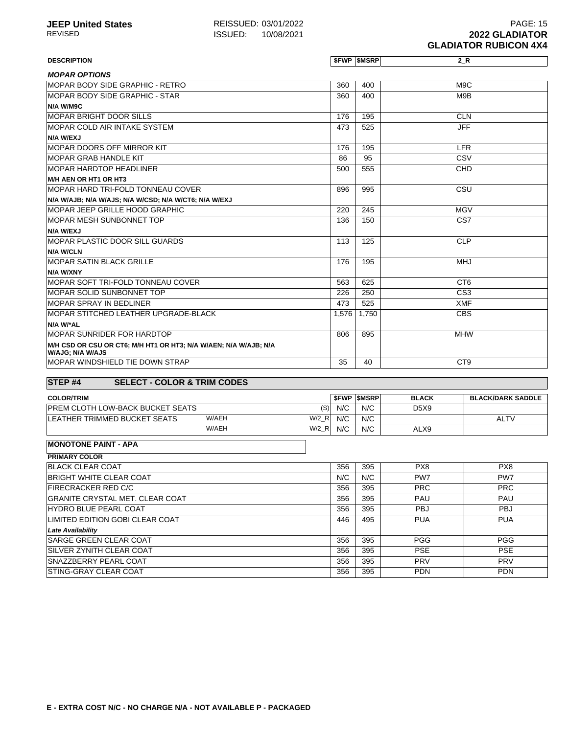| DESCRIPTION | $FWP | $MSRP | 2_R |
|---|---|---|---|
| ***MOPAR OPTIONS*** | | | |
| MOPAR BODY SIDE GRAPHIC - RETRO | 360 | 400 | M9C |
| MOPAR BODY SIDE GRAPHIC - STAR | 360 | 400 | M9B |
| **N/A W/M9C** | | | |
| MOPAR BRIGHT DOOR SILLS | 176 | 195 | CLN |
| MOPAR COLD AIR INTAKE SYSTEM | 473 | 525 | JFF |
| **N/A W/EXJ** | | | |
| MOPAR DOORS OFF MIRROR KIT | 176 | 195 | LFR |
| MOPAR GRAB HANDLE KIT | 86 | 95 | CSV |
| MOPAR HARDTOP HEADLINER | 500 | 555 | CHD |
| **M/H AEN OR HT1 OR HT3** | | | |
| MOPAR HARD TRI-FOLD TONNEAU COVER | 896 | 995 | CSU |
| **N/A W/AJB; N/A W/AJS; N/A W/CSD; N/A W/CT6; N/A W/EXJ** | | | |
| MOPAR JEEP GRILLE HOOD GRAPHIC | 220 | 245 | MGV |
| MOPAR MESH SUNBONNET TOP | 136 | 150 | CS7 |
| **N/A W/EXJ** | | | |
| MOPAR PLASTIC DOOR SILL GUARDS | 113 | 125 | CLP |
| **N/A W/CLN** | | | |
| MOPAR SATIN BLACK GRILLE | 176 | 195 | MHJ |
| **N/A W/XNY** | | | |
| MOPAR SOFT TRI-FOLD TONNEAU COVER | 563 | 625 | CT6 |
| MOPAR SOLID SUNBONNET TOP | 226 | 250 | CS3 |
| MOPAR SPRAY IN BEDLINER | 473 | 525 | XMF |
| MOPAR STITCHED LEATHER UPGRADE-BLACK | 1,576 | 1,750 | CBS |
| **N/A W/*AL** | | | |
| MOPAR SUNRIDER FOR HARDTOP | 806 | 895 | MHW |
| **M/H CSD OR CSU OR CT6; M/H HT1 OR HT3; N/A W/AEN; N/A W/AJB; N/A W/AJG; N/A W/AJS** | | | |
| MOPAR WINDSHIELD TIE DOWN STRAP | 35 | 40 | CT9 |

## STEP #4 SELECT - COLOR & TRIM CODES

| COLOR/TRIM | | | $FWP | $MSRP | BLACK | BLACK/DARK SADDLE |
|---|---|---|---|---|---|---|
| PREM CLOTH LOW-BACK BUCKET SEATS | | (S) | N/C | N/C | D5X9 | |
| LEATHER TRIMMED BUCKET SEATS | W/AEH | W/2_R | N/C | N/C | | ALTV |
| | W/AEH | W/2_R | N/C | N/C | ALX9 | |

**MONOTONE PAINT - APA**

| PRIMARY COLOR | $FWP | $MSRP | BLACK | BLACK/DARK SADDLE |
|---|---|---|---|---|
| BLACK CLEAR COAT | 356 | 395 | PX8 | PX8 |
| BRIGHT WHITE CLEAR COAT | N/C | N/C | PW7 | PW7 |
| FIRECRACKER RED C/C | 356 | 395 | PRC | PRC |
| GRANITE CRYSTAL MET. CLEAR COAT | 356 | 395 | PAU | PAU |
| HYDRO BLUE PEARL COAT | 356 | 395 | PBJ | PBJ |
| LIMITED EDITION GOBI CLEAR COAT | 446 | 495 | PUA | PUA |
| ***Late Availability*** | | | | |
| SARGE GREEN CLEAR COAT | 356 | 395 | PGG | PGG |
| SILVER ZYNITH CLEAR COAT | 356 | 395 | PSE | PSE |
| SNAZZBERRY PEARL COAT | 356 | 395 | PRV | PRV |
| STING-GRAY CLEAR COAT | 356 | 395 | PDN | PDN |

**E - EXTRA COST N/C - NO CHARGE N/A - NOT AVAILABLE P - PACKAGED**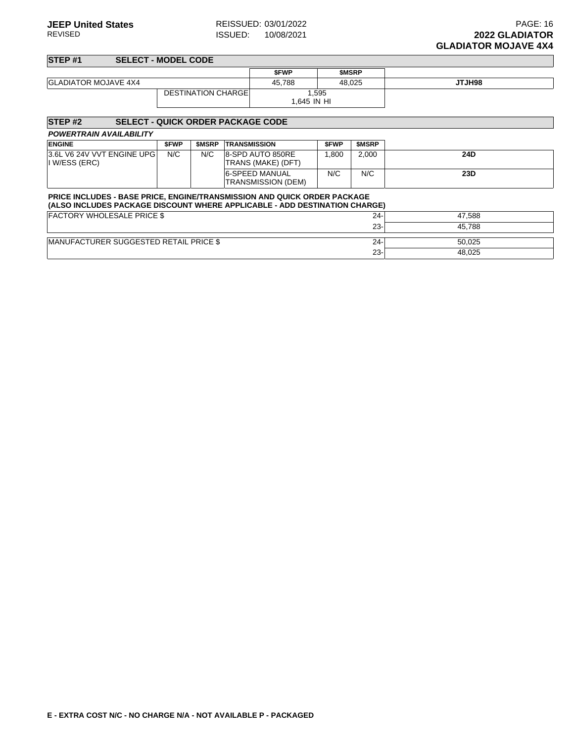## STEP #1 SELECT - MODEL CODE

| | | $FWP | $MSRP | |
|---|---|---|---|---|
| GLADIATOR MOJAVE 4X4 | | 45,788 | 48,025 | **JTJH98** |
| | DESTINATION CHARGE | 1,595<br>1,645 IN HI | | |

## STEP #2 SELECT - QUICK ORDER PACKAGE CODE

***POWERTRAIN AVAILABILITY***

| ENGINE | $FWP | $MSRP | TRANSMISSION | $FWP | $MSRP | |
|---|---|---|---|---|---|---|
| 3.6L V6 24V VVT ENGINE UPG I W/ESS (ERC) | N/C | N/C | 8-SPD AUTO 850RE TRANS (MAKE) (DFT) | 1,800 | 2,000 | **24D** |
| | | | 6-SPEED MANUAL TRANSMISSION (DEM) | N/C | N/C | **23D** |

**PRICE INCLUDES - BASE PRICE, ENGINE/TRANSMISSION AND QUICK ORDER PACKAGE**
**(ALSO INCLUDES PACKAGE DISCOUNT WHERE APPLICABLE - ADD DESTINATION CHARGE)**

| | | |
|---|---|---|
| FACTORY WHOLESALE PRICE $ | 24- | 47,588 |
| | 23- | 45,788 |
| MANUFACTURER SUGGESTED RETAIL PRICE $ | 24- | 50,025 |
| | 23- | 48,025 |

**E - EXTRA COST N/C - NO CHARGE N/A - NOT AVAILABLE P - PACKAGED**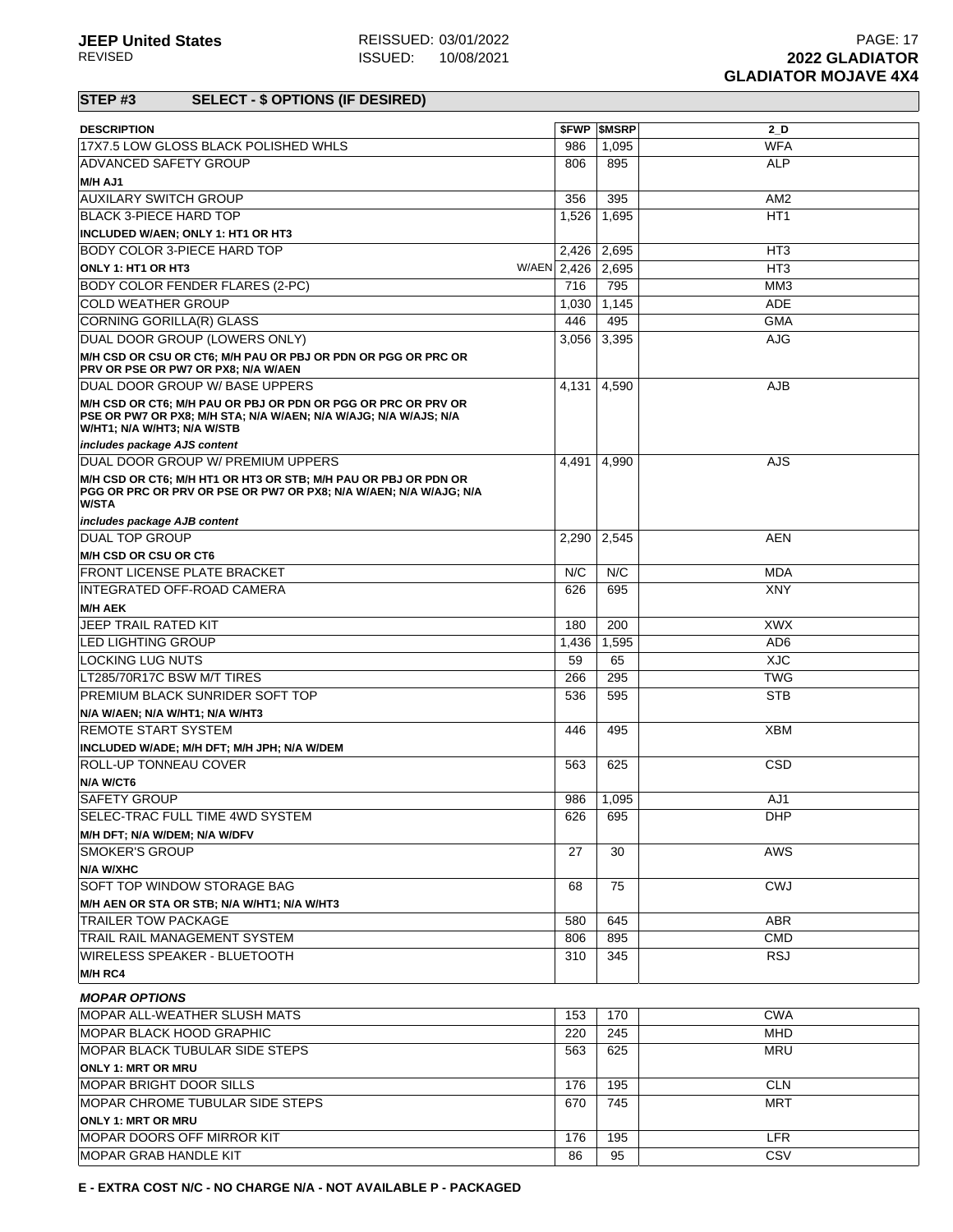## STEP #3 SELECT - $ OPTIONS (IF DESIRED)

| DESCRIPTION | | $FWP | $MSRP | 2_D |
|---|---|---|---|---|
| 17X7.5 LOW GLOSS BLACK POLISHED WHLS | | 986 | 1,095 | WFA |
| ADVANCED SAFETY GROUP | | 806 | 895 | ALP |
| **M/H AJ1** | | | | |
| AUXILARY SWITCH GROUP | | 356 | 395 | AM2 |
| BLACK 3-PIECE HARD TOP | | 1,526 | 1,695 | HT1 |
| **INCLUDED W/AEN; ONLY 1: HT1 OR HT3** | | | | |
| BODY COLOR 3-PIECE HARD TOP | | 2,426 | 2,695 | HT3 |
| **ONLY 1: HT1 OR HT3** | W/AEN | 2,426 | 2,695 | HT3 |
| BODY COLOR FENDER FLARES (2-PC) | | 716 | 795 | MM3 |
| COLD WEATHER GROUP | | 1,030 | 1,145 | ADE |
| CORNING GORILLA(R) GLASS | | 446 | 495 | GMA |
| DUAL DOOR GROUP (LOWERS ONLY) | | 3,056 | 3,395 | AJG |
| **M/H CSD OR CSU OR CT6; M/H PAU OR PBJ OR PDN OR PGG OR PRC OR PRV OR PSE OR PW7 OR PX8; N/A W/AEN** | | | | |
| DUAL DOOR GROUP W/ BASE UPPERS | | 4,131 | 4,590 | AJB |
| **M/H CSD OR CT6; M/H PAU OR PBJ OR PDN OR PGG OR PRC OR PRV OR PSE OR PW7 OR PX8; M/H STA; N/A W/AEN; N/A W/AJG; N/A W/AJS; N/A W/HT1; N/A W/HT3; N/A W/STB** | | | | |
| *includes package AJS content* | | | | |
| DUAL DOOR GROUP W/ PREMIUM UPPERS | | 4,491 | 4,990 | AJS |
| **M/H CSD OR CT6; M/H HT1 OR HT3 OR STB; M/H PAU OR PBJ OR PDN OR PGG OR PRC OR PRV OR PSE OR PW7 OR PX8; N/A W/AEN; N/A W/AJG; N/A W/STA** | | | | |
| *includes package AJB content* | | | | |
| DUAL TOP GROUP | | 2,290 | 2,545 | AEN |
| **M/H CSD OR CSU OR CT6** | | | | |
| FRONT LICENSE PLATE BRACKET | | N/C | N/C | MDA |
| INTEGRATED OFF-ROAD CAMERA | | 626 | 695 | XNY |
| **M/H AEK** | | | | |
| JEEP TRAIL RATED KIT | | 180 | 200 | XWX |
| LED LIGHTING GROUP | | 1,436 | 1,595 | AD6 |
| LOCKING LUG NUTS | | 59 | 65 | XJC |
| LT285/70R17C BSW M/T TIRES | | 266 | 295 | TWG |
| PREMIUM BLACK SUNRIDER SOFT TOP | | 536 | 595 | STB |
| **N/A W/AEN; N/A W/HT1; N/A W/HT3** | | | | |
| REMOTE START SYSTEM | | 446 | 495 | XBM |
| **INCLUDED W/ADE; M/H DFT; M/H JPH; N/A W/DEM** | | | | |
| ROLL-UP TONNEAU COVER | | 563 | 625 | CSD |
| **N/A W/CT6** | | | | |
| SAFETY GROUP | | 986 | 1,095 | AJ1 |
| SELEC-TRAC FULL TIME 4WD SYSTEM | | 626 | 695 | DHP |
| **M/H DFT; N/A W/DEM; N/A W/DFV** | | | | |
| SMOKER'S GROUP | | 27 | 30 | AWS |
| **N/A W/XHC** | | | | |
| SOFT TOP WINDOW STORAGE BAG | | 68 | 75 | CWJ |
| **M/H AEN OR STA OR STB; N/A W/HT1; N/A W/HT3** | | | | |
| TRAILER TOW PACKAGE | | 580 | 645 | ABR |
| TRAIL RAIL MANAGEMENT SYSTEM | | 806 | 895 | CMD |
| WIRELESS SPEAKER - BLUETOOTH | | 310 | 345 | RSJ |
| **M/H RC4** | | | | |

***MOPAR OPTIONS***

| | | | |
|---|---|---|---|
| MOPAR ALL-WEATHER SLUSH MATS | 153 | 170 | CWA |
| MOPAR BLACK HOOD GRAPHIC | 220 | 245 | MHD |
| MOPAR BLACK TUBULAR SIDE STEPS | 563 | 625 | MRU |
| **ONLY 1: MRT OR MRU** | | | |
| MOPAR BRIGHT DOOR SILLS | 176 | 195 | CLN |
| MOPAR CHROME TUBULAR SIDE STEPS | 670 | 745 | MRT |
| **ONLY 1: MRT OR MRU** | | | |
| MOPAR DOORS OFF MIRROR KIT | 176 | 195 | LFR |
| MOPAR GRAB HANDLE KIT | 86 | 95 | CSV |

**E - EXTRA COST N/C - NO CHARGE N/A - NOT AVAILABLE P - PACKAGED**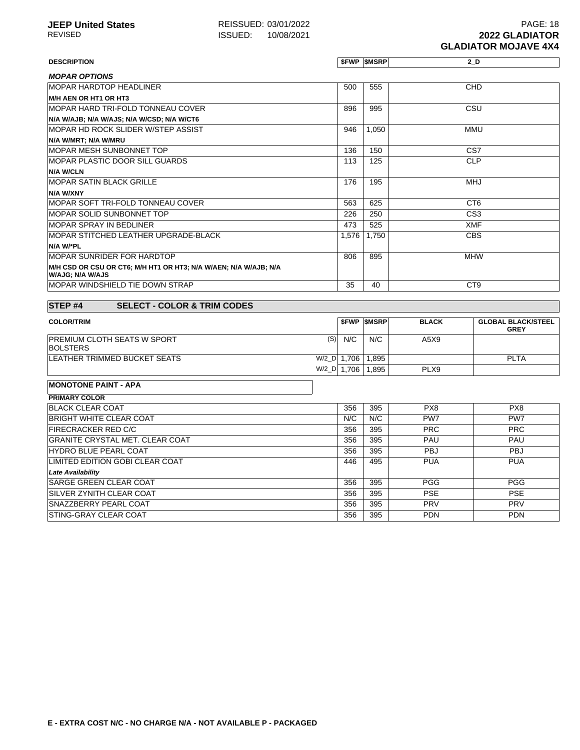| DESCRIPTION | $FWP | $MSRP | 2_D |
|---|---|---|---|
| ***MOPAR OPTIONS*** | | | |
| MOPAR HARDTOP HEADLINER | 500 | 555 | CHD |
| **M/H AEN OR HT1 OR HT3** | | | |
| MOPAR HARD TRI-FOLD TONNEAU COVER | 896 | 995 | CSU |
| **N/A W/AJB; N/A W/AJS; N/A W/CSD; N/A W/CT6** | | | |
| MOPAR HD ROCK SLIDER W/STEP ASSIST | 946 | 1,050 | MMU |
| **N/A W/MRT; N/A W/MRU** | | | |
| MOPAR MESH SUNBONNET TOP | 136 | 150 | CS7 |
| MOPAR PLASTIC DOOR SILL GUARDS | 113 | 125 | CLP |
| **N/A W/CLN** | | | |
| MOPAR SATIN BLACK GRILLE | 176 | 195 | MHJ |
| **N/A W/XNY** | | | |
| MOPAR SOFT TRI-FOLD TONNEAU COVER | 563 | 625 | CT6 |
| MOPAR SOLID SUNBONNET TOP | 226 | 250 | CS3 |
| MOPAR SPRAY IN BEDLINER | 473 | 525 | XMF |
| MOPAR STITCHED LEATHER UPGRADE-BLACK | 1,576 | 1,750 | CBS |
| **N/A W/*PL** | | | |
| MOPAR SUNRIDER FOR HARDTOP | 806 | 895 | MHW |
| **M/H CSD OR CSU OR CT6; M/H HT1 OR HT3; N/A W/AEN; N/A W/AJB; N/A W/AJG; N/A W/AJS** | | | |
| MOPAR WINDSHIELD TIE DOWN STRAP | 35 | 40 | CT9 |

## STEP #4 SELECT - COLOR & TRIM CODES

| COLOR/TRIM | | $FWP | $MSRP | BLACK | GLOBAL BLACK/STEEL GREY |
|---|---|---|---|---|---|
| PREMIUM CLOTH SEATS W SPORT BOLSTERS | (S) | N/C | N/C | A5X9 | |
| LEATHER TRIMMED BUCKET SEATS | W/2_D | 1,706 | 1,895 | | PLTA |
| | W/2_D | 1,706 | 1,895 | PLX9 | |

**MONOTONE PAINT - APA**

| PRIMARY COLOR | $FWP | $MSRP | BLACK | GLOBAL BLACK/STEEL GREY |
|---|---|---|---|---|
| BLACK CLEAR COAT | 356 | 395 | PX8 | PX8 |
| BRIGHT WHITE CLEAR COAT | N/C | N/C | PW7 | PW7 |
| FIRECRACKER RED C/C | 356 | 395 | PRC | PRC |
| GRANITE CRYSTAL MET. CLEAR COAT | 356 | 395 | PAU | PAU |
| HYDRO BLUE PEARL COAT | 356 | 395 | PBJ | PBJ |
| LIMITED EDITION GOBI CLEAR COAT | 446 | 495 | PUA | PUA |
| ***Late Availability*** | | | | |
| SARGE GREEN CLEAR COAT | 356 | 395 | PGG | PGG |
| SILVER ZYNITH CLEAR COAT | 356 | 395 | PSE | PSE |
| SNAZZBERRY PEARL COAT | 356 | 395 | PRV | PRV |
| STING-GRAY CLEAR COAT | 356 | 395 | PDN | PDN |

**E - EXTRA COST N/C - NO CHARGE N/A - NOT AVAILABLE P - PACKAGED**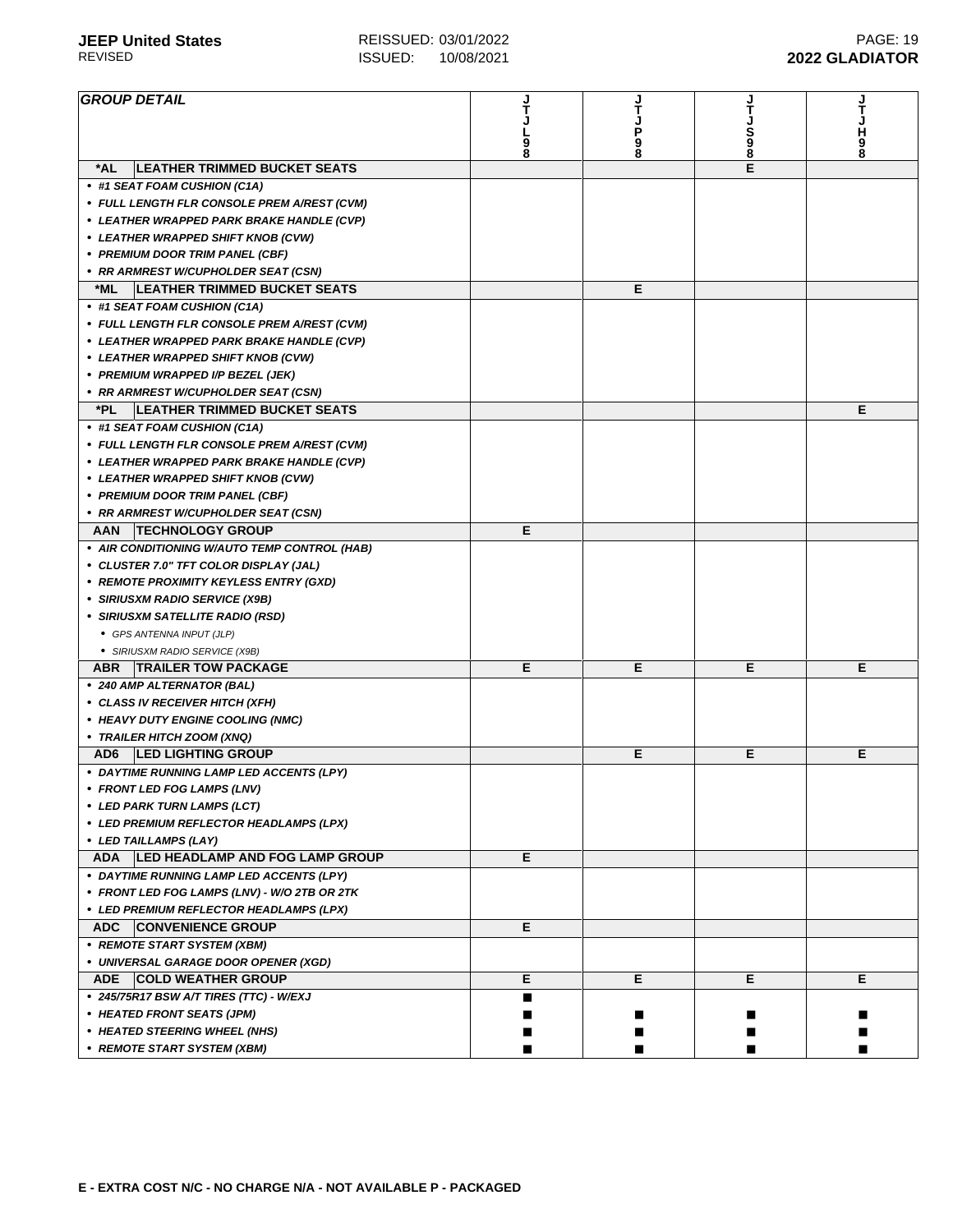| GROUP DETAIL | JTJL98 | JTJP98 | JTJS98 | JTJH98 |
|---|---|---|---|---|
| ***AL LEATHER TRIMMED BUCKET SEATS** | | | E | |
| • #1 SEAT FOAM CUSHION (C1A) | | | | |
| • FULL LENGTH FLR CONSOLE PREM A/REST (CVM) | | | | |
| • LEATHER WRAPPED PARK BRAKE HANDLE (CVP) | | | | |
| • LEATHER WRAPPED SHIFT KNOB (CVW) | | | | |
| • PREMIUM DOOR TRIM PANEL (CBF) | | | | |
| • RR ARMREST W/CUPHOLDER SEAT (CSN) | | | | |
| ***ML LEATHER TRIMMED BUCKET SEATS** | | E | | |
| • #1 SEAT FOAM CUSHION (C1A) | | | | |
| • FULL LENGTH FLR CONSOLE PREM A/REST (CVM) | | | | |
| • LEATHER WRAPPED PARK BRAKE HANDLE (CVP) | | | | |
| • LEATHER WRAPPED SHIFT KNOB (CVW) | | | | |
| • PREMIUM WRAPPED I/P BEZEL (JEK) | | | | |
| • RR ARMREST W/CUPHOLDER SEAT (CSN) | | | | |
| ***PL LEATHER TRIMMED BUCKET SEATS** | | | | E |
| • #1 SEAT FOAM CUSHION (C1A) | | | | |
| • FULL LENGTH FLR CONSOLE PREM A/REST (CVM) | | | | |
| • LEATHER WRAPPED PARK BRAKE HANDLE (CVP) | | | | |
| • LEATHER WRAPPED SHIFT KNOB (CVW) | | | | |
| • PREMIUM DOOR TRIM PANEL (CBF) | | | | |
| • RR ARMREST W/CUPHOLDER SEAT (CSN) | | | | |
| **AAN TECHNOLOGY GROUP** | E | | | |
| • AIR CONDITIONING W/AUTO TEMP CONTROL (HAB) | | | | |
| • CLUSTER 7.0" TFT COLOR DISPLAY (JAL) | | | | |
| • REMOTE PROXIMITY KEYLESS ENTRY (GXD) | | | | |
| • SIRIUSXM RADIO SERVICE (X9B) | | | | |
| • SIRIUSXM SATELLITE RADIO (RSD) | | | | |
| • GPS ANTENNA INPUT (JLP) | | | | |
| • SIRIUSXM RADIO SERVICE (X9B) | | | | |
| **ABR TRAILER TOW PACKAGE** | E | E | E | E |
| • 240 AMP ALTERNATOR (BAL) | | | | |
| • CLASS IV RECEIVER HITCH (XFH) | | | | |
| • HEAVY DUTY ENGINE COOLING (NMC) | | | | |
| • TRAILER HITCH ZOOM (XNQ) | | | | |
| **AD6 LED LIGHTING GROUP** | | E | E | E |
| • DAYTIME RUNNING LAMP LED ACCENTS (LPY) | | | | |
| • FRONT LED FOG LAMPS (LNV) | | | | |
| • LED PARK TURN LAMPS (LCT) | | | | |
| • LED PREMIUM REFLECTOR HEADLAMPS (LPX) | | | | |
| • LED TAILLAMPS (LAY) | | | | |
| **ADA LED HEADLAMP AND FOG LAMP GROUP** | E | | | |
| • DAYTIME RUNNING LAMP LED ACCENTS (LPY) | | | | |
| • FRONT LED FOG LAMPS (LNV) - W/O 2TB OR 2TK | | | | |
| • LED PREMIUM REFLECTOR HEADLAMPS (LPX) | | | | |
| **ADC CONVENIENCE GROUP** | E | | | |
| • REMOTE START SYSTEM (XBM) | | | | |
| • UNIVERSAL GARAGE DOOR OPENER (XGD) | | | | |
| **ADE COLD WEATHER GROUP** | E | E | E | E |
| • 245/75R17 BSW A/T TIRES (TTC) - W/EXJ | ■ | | | |
| • HEATED FRONT SEATS (JPM) | ■ | ■ | ■ | ■ |
| • HEATED STEERING WHEEL (NHS) | ■ | ■ | ■ | ■ |
| • REMOTE START SYSTEM (XBM) | ■ | ■ | ■ | ■ |

**E - EXTRA COST N/C - NO CHARGE N/A - NOT AVAILABLE P - PACKAGED**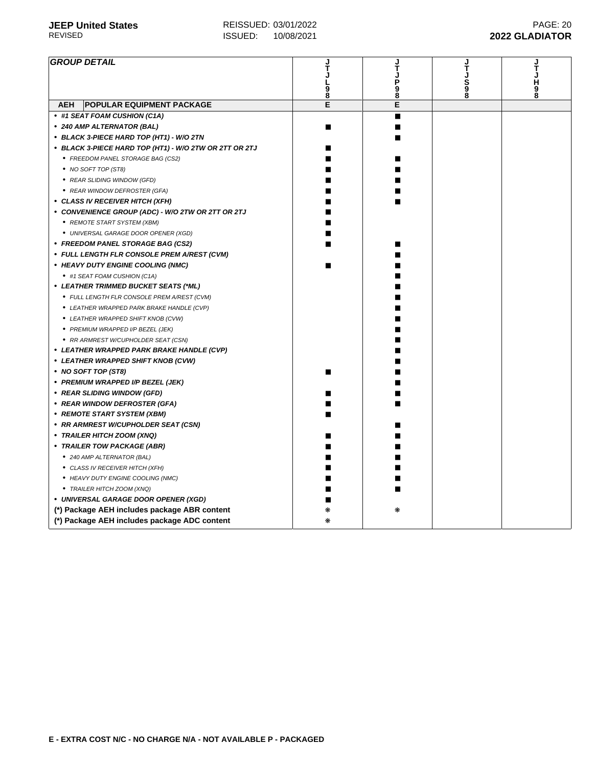| GROUP DETAIL | JTJL98 | JTJP98 | JTJS98 | JTJH98 |
|---|---|---|---|---|
| **AEH POPULAR EQUIPMENT PACKAGE** | E | E | | |
| • *#1 SEAT FOAM CUSHION (C1A)* | | ■ | | |
| • *240 AMP ALTERNATOR (BAL)* | ■ | ■ | | |
| • *BLACK 3-PIECE HARD TOP (HT1) - W/O 2TN* | | ■ | | |
| • *BLACK 3-PIECE HARD TOP (HT1) - W/O 2TW OR 2TT OR 2TJ* | ■ | | | |
| • *FREEDOM PANEL STORAGE BAG (CS2)* | ■ | ■ | | |
| • *NO SOFT TOP (ST8)* | ■ | ■ | | |
| • *REAR SLIDING WINDOW (GFD)* | ■ | ■ | | |
| • *REAR WINDOW DEFROSTER (GFA)* | ■ | ■ | | |
| • *CLASS IV RECEIVER HITCH (XFH)* | ■ | ■ | | |
| • *CONVENIENCE GROUP (ADC) - W/O 2TW OR 2TT OR 2TJ* | ■ | | | |
| • *REMOTE START SYSTEM (XBM)* | ■ | | | |
| • *UNIVERSAL GARAGE DOOR OPENER (XGD)* | ■ | | | |
| • *FREEDOM PANEL STORAGE BAG (CS2)* | ■ | ■ | | |
| • *FULL LENGTH FLR CONSOLE PREM A/REST (CVM)* | | ■ | | |
| • *HEAVY DUTY ENGINE COOLING (NMC)* | ■ | ■ | | |
| • *#1 SEAT FOAM CUSHION (C1A)* | | ■ | | |
| • *LEATHER TRIMMED BUCKET SEATS (*ML)* | | ■ | | |
| • *FULL LENGTH FLR CONSOLE PREM A/REST (CVM)* | | ■ | | |
| • *LEATHER WRAPPED PARK BRAKE HANDLE (CVP)* | | ■ | | |
| • *LEATHER WRAPPED SHIFT KNOB (CVW)* | | ■ | | |
| • *PREMIUM WRAPPED I/P BEZEL (JEK)* | | ■ | | |
| • *RR ARMREST W/CUPHOLDER SEAT (CSN)* | | ■ | | |
| • *LEATHER WRAPPED PARK BRAKE HANDLE (CVP)* | | ■ | | |
| • *LEATHER WRAPPED SHIFT KNOB (CVW)* | | ■ | | |
| • *NO SOFT TOP (ST8)* | ■ | ■ | | |
| • *PREMIUM WRAPPED I/P BEZEL (JEK)* | | ■ | | |
| • *REAR SLIDING WINDOW (GFD)* | ■ | ■ | | |
| • *REAR WINDOW DEFROSTER (GFA)* | ■ | ■ | | |
| • *REMOTE START SYSTEM (XBM)* | ■ | | | |
| • *RR ARMREST W/CUPHOLDER SEAT (CSN)* | | ■ | | |
| • *TRAILER HITCH ZOOM (XNQ)* | ■ | ■ | | |
| • *TRAILER TOW PACKAGE (ABR)* | ■ | ■ | | |
| • *240 AMP ALTERNATOR (BAL)* | ■ | ■ | | |
| • *CLASS IV RECEIVER HITCH (XFH)* | ■ | ■ | | |
| • *HEAVY DUTY ENGINE COOLING (NMC)* | ■ | ■ | | |
| • *TRAILER HITCH ZOOM (XNQ)* | ■ | ■ | | |
| • *UNIVERSAL GARAGE DOOR OPENER (XGD)* | ■ | | | |
| **(*) Package AEH includes package ABR content** | ❋ | ❋ | | |
| **(*) Package AEH includes package ADC content** | ❋ | | | |

**E - EXTRA COST N/C - NO CHARGE N/A - NOT AVAILABLE P - PACKAGED**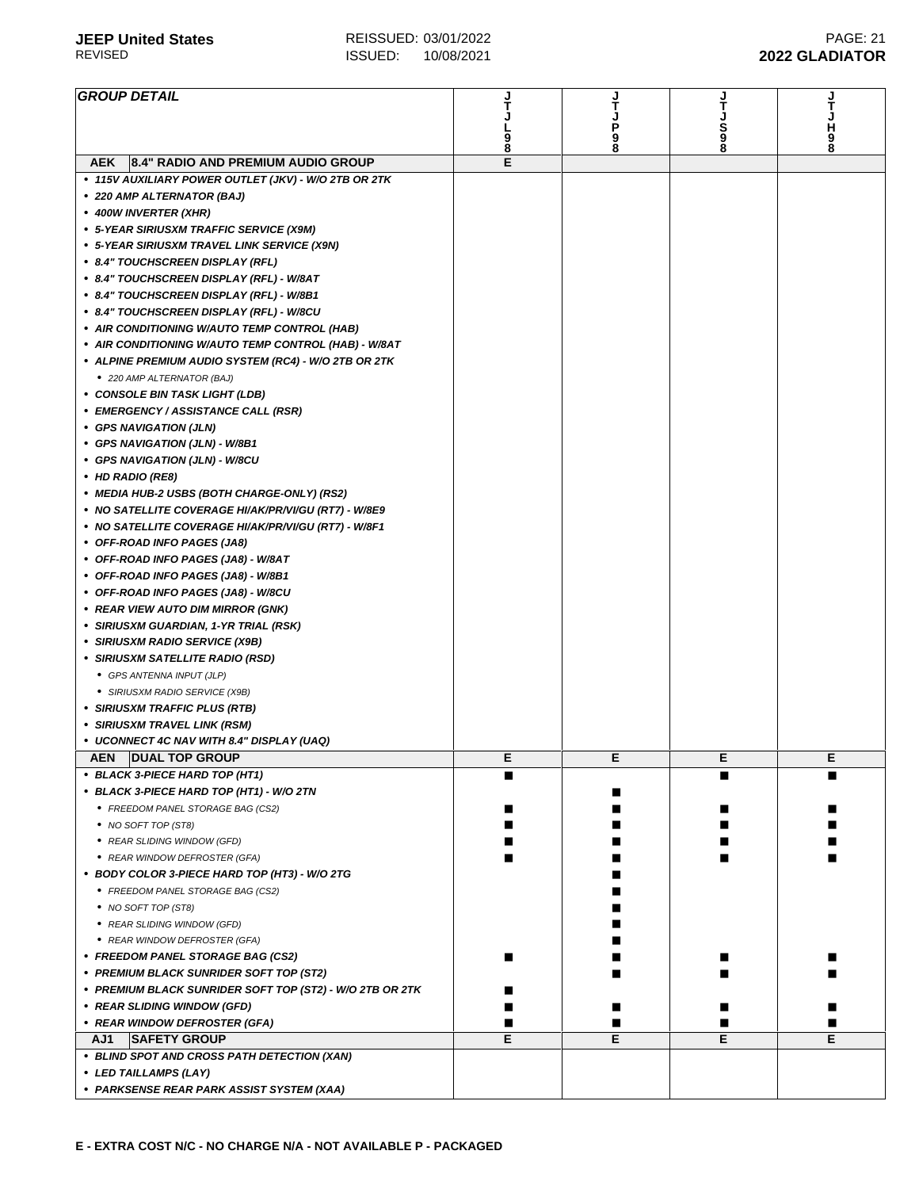| GROUP DETAIL | JTJL98 | JTJP98 | JTJS98 | JTJH98 |
|---|---|---|---|---|
| **AEK 8.4" RADIO AND PREMIUM AUDIO GROUP** | E | | | |
| • 115V AUXILIARY POWER OUTLET (JKV) - W/O 2TB OR 2TK | | | | |
| • 220 AMP ALTERNATOR (BAJ) | | | | |
| • 400W INVERTER (XHR) | | | | |
| • 5-YEAR SIRIUSXM TRAFFIC SERVICE (X9M) | | | | |
| • 5-YEAR SIRIUSXM TRAVEL LINK SERVICE (X9N) | | | | |
| • 8.4" TOUCHSCREEN DISPLAY (RFL) | | | | |
| • 8.4" TOUCHSCREEN DISPLAY (RFL) - W/8AT | | | | |
| • 8.4" TOUCHSCREEN DISPLAY (RFL) - W/8B1 | | | | |
| • 8.4" TOUCHSCREEN DISPLAY (RFL) - W/8CU | | | | |
| • AIR CONDITIONING W/AUTO TEMP CONTROL (HAB) | | | | |
| • AIR CONDITIONING W/AUTO TEMP CONTROL (HAB) - W/8AT | | | | |
| • ALPINE PREMIUM AUDIO SYSTEM (RC4) - W/O 2TB OR 2TK | | | | |
| • 220 AMP ALTERNATOR (BAJ) | | | | |
| • CONSOLE BIN TASK LIGHT (LDB) | | | | |
| • EMERGENCY / ASSISTANCE CALL (RSR) | | | | |
| • GPS NAVIGATION (JLN) | | | | |
| • GPS NAVIGATION (JLN) - W/8B1 | | | | |
| • GPS NAVIGATION (JLN) - W/8CU | | | | |
| • HD RADIO (RE8) | | | | |
| • MEDIA HUB-2 USBS (BOTH CHARGE-ONLY) (RS2) | | | | |
| • NO SATELLITE COVERAGE HI/AK/PR/VI/GU (RT7) - W/8E9 | | | | |
| • NO SATELLITE COVERAGE HI/AK/PR/VI/GU (RT7) - W/8F1 | | | | |
| • OFF-ROAD INFO PAGES (JA8) | | | | |
| • OFF-ROAD INFO PAGES (JA8) - W/8AT | | | | |
| • OFF-ROAD INFO PAGES (JA8) - W/8B1 | | | | |
| • OFF-ROAD INFO PAGES (JA8) - W/8CU | | | | |
| • REAR VIEW AUTO DIM MIRROR (GNK) | | | | |
| • SIRIUSXM GUARDIAN, 1-YR TRIAL (RSK) | | | | |
| • SIRIUSXM RADIO SERVICE (X9B) | | | | |
| • SIRIUSXM SATELLITE RADIO (RSD) | | | | |
| • GPS ANTENNA INPUT (JLP) | | | | |
| • SIRIUSXM RADIO SERVICE (X9B) | | | | |
| • SIRIUSXM TRAFFIC PLUS (RTB) | | | | |
| • SIRIUSXM TRAVEL LINK (RSM) | | | | |
| • UCONNECT 4C NAV WITH 8.4" DISPLAY (UAQ) | | | | |
| **AEN DUAL TOP GROUP** | E | E | E | E |
| • BLACK 3-PIECE HARD TOP (HT1) | ■ | | ■ | ■ |
| • BLACK 3-PIECE HARD TOP (HT1) - W/O 2TN | | ■ | | |
| • FREEDOM PANEL STORAGE BAG (CS2) | ■ | ■ | ■ | ■ |
| • NO SOFT TOP (ST8) | ■ | ■ | ■ | ■ |
| • REAR SLIDING WINDOW (GFD) | ■ | ■ | ■ | ■ |
| • REAR WINDOW DEFROSTER (GFA) | ■ | ■ | ■ | ■ |
| • BODY COLOR 3-PIECE HARD TOP (HT3) - W/O 2TG | | ■ | | |
| • FREEDOM PANEL STORAGE BAG (CS2) | | ■ | | |
| • NO SOFT TOP (ST8) | | ■ | | |
| • REAR SLIDING WINDOW (GFD) | | ■ | | |
| • REAR WINDOW DEFROSTER (GFA) | | ■ | | |
| • FREEDOM PANEL STORAGE BAG (CS2) | ■ | ■ | ■ | ■ |
| • PREMIUM BLACK SUNRIDER SOFT TOP (ST2) | | ■ | ■ | ■ |
| • PREMIUM BLACK SUNRIDER SOFT TOP (ST2) - W/O 2TB OR 2TK | ■ | | | |
| • REAR SLIDING WINDOW (GFD) | ■ | ■ | ■ | ■ |
| • REAR WINDOW DEFROSTER (GFA) | ■ | ■ | ■ | ■ |
| **AJ1 SAFETY GROUP** | E | E | E | E |
| • BLIND SPOT AND CROSS PATH DETECTION (XAN) | | | | |
| • LED TAILLAMPS (LAY) | | | | |
| • PARKSENSE REAR PARK ASSIST SYSTEM (XAA) | | | | |

**E - EXTRA COST N/C - NO CHARGE N/A - NOT AVAILABLE P - PACKAGED**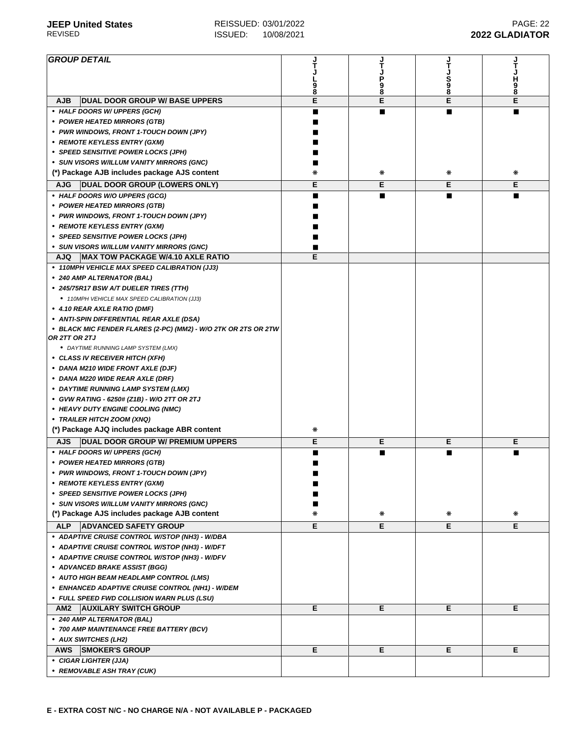| GROUP DETAIL | JTJL98 | JTJP98 | JTJS98 | JTJH98 |
|---|---|---|---|---|
| **AJB DUAL DOOR GROUP W/ BASE UPPERS** | E | E | E | E |
| • *HALF DOORS W/ UPPERS (GCH)* | ■ | ■ | ■ | ■ |
| • *POWER HEATED MIRRORS (GTB)* | ■ | | | |
| • *PWR WINDOWS, FRONT 1-TOUCH DOWN (JPY)* | ■ | | | |
| • *REMOTE KEYLESS ENTRY (GXM)* | ■ | | | |
| • *SPEED SENSITIVE POWER LOCKS (JPH)* | ■ | | | |
| • *SUN VISORS W/ILLUM VANITY MIRRORS (GNC)* | ■ | | | |
| (*) Package AJB includes package AJS content | ❋ | ❋ | ❋ | ❋ |
| **AJG DUAL DOOR GROUP (LOWERS ONLY)** | E | E | E | E |
| • *HALF DOORS W/O UPPERS (GCG)* | ■ | ■ | ■ | ■ |
| • *POWER HEATED MIRRORS (GTB)* | ■ | | | |
| • *PWR WINDOWS, FRONT 1-TOUCH DOWN (JPY)* | ■ | | | |
| • *REMOTE KEYLESS ENTRY (GXM)* | ■ | | | |
| • *SPEED SENSITIVE POWER LOCKS (JPH)* | ■ | | | |
| • *SUN VISORS W/ILLUM VANITY MIRRORS (GNC)* | ■ | | | |
| **AJQ MAX TOW PACKAGE W/4.10 AXLE RATIO** | E | | | |
| • *110MPH VEHICLE MAX SPEED CALIBRATION (JJ3)* | | | | |
| • *240 AMP ALTERNATOR (BAL)* | | | | |
| • *245/75R17 BSW A/T DUELER TIRES (TTH)* | | | | |
| &nbsp;&nbsp;• *110MPH VEHICLE MAX SPEED CALIBRATION (JJ3)* | | | | |
| • *4.10 REAR AXLE RATIO (DMF)* | | | | |
| • *ANTI-SPIN DIFFERENTIAL REAR AXLE (DSA)* | | | | |
| • *BLACK MIC FENDER FLARES (2-PC) (MM2) - W/O 2TK OR 2TS OR 2TW OR 2TT OR 2TJ* | | | | |
| &nbsp;&nbsp;• *DAYTIME RUNNING LAMP SYSTEM (LMX)* | | | | |
| • *CLASS IV RECEIVER HITCH (XFH)* | | | | |
| • *DANA M210 WIDE FRONT AXLE (DJF)* | | | | |
| • *DANA M220 WIDE REAR AXLE (DRF)* | | | | |
| • *DAYTIME RUNNING LAMP SYSTEM (LMX)* | | | | |
| • *GVW RATING - 6250# (Z1B) - W/O 2TT OR 2TJ* | | | | |
| • *HEAVY DUTY ENGINE COOLING (NMC)* | | | | |
| • *TRAILER HITCH ZOOM (XNQ)* | | | | |
| (*) Package AJQ includes package ABR content | ❋ | | | |
| **AJS DUAL DOOR GROUP W/ PREMIUM UPPERS** | E | E | E | E |
| • *HALF DOORS W/ UPPERS (GCH)* | ■ | ■ | ■ | ■ |
| • *POWER HEATED MIRRORS (GTB)* | ■ | | | |
| • *PWR WINDOWS, FRONT 1-TOUCH DOWN (JPY)* | ■ | | | |
| • *REMOTE KEYLESS ENTRY (GXM)* | ■ | | | |
| • *SPEED SENSITIVE POWER LOCKS (JPH)* | ■ | | | |
| • *SUN VISORS W/ILLUM VANITY MIRRORS (GNC)* | ■ | | | |
| (*) Package AJS includes package AJB content | ❋ | ❋ | ❋ | ❋ |
| **ALP ADVANCED SAFETY GROUP** | E | E | E | E |
| • *ADAPTIVE CRUISE CONTROL W/STOP (NH3) - W/DBA* | | | | |
| • *ADAPTIVE CRUISE CONTROL W/STOP (NH3) - W/DFT* | | | | |
| • *ADAPTIVE CRUISE CONTROL W/STOP (NH3) - W/DFV* | | | | |
| • *ADVANCED BRAKE ASSIST (BGG)* | | | | |
| • *AUTO HIGH BEAM HEADLAMP CONTROL (LMS)* | | | | |
| • *ENHANCED ADAPTIVE CRUISE CONTROL (NH1) - W/DEM* | | | | |
| • *FULL SPEED FWD COLLISION WARN PLUS (LSU)* | | | | |
| **AM2 AUXILARY SWITCH GROUP** | E | E | E | E |
| • *240 AMP ALTERNATOR (BAL)* | | | | |
| • *700 AMP MAINTENANCE FREE BATTERY (BCV)* | | | | |
| • *AUX SWITCHES (LH2)* | | | | |
| **AWS SMOKER'S GROUP** | E | E | E | E |
| • *CIGAR LIGHTER (JJA)* | | | | |
| • *REMOVABLE ASH TRAY (CUK)* | | | | |

**E - EXTRA COST N/C - NO CHARGE N/A - NOT AVAILABLE P - PACKAGED**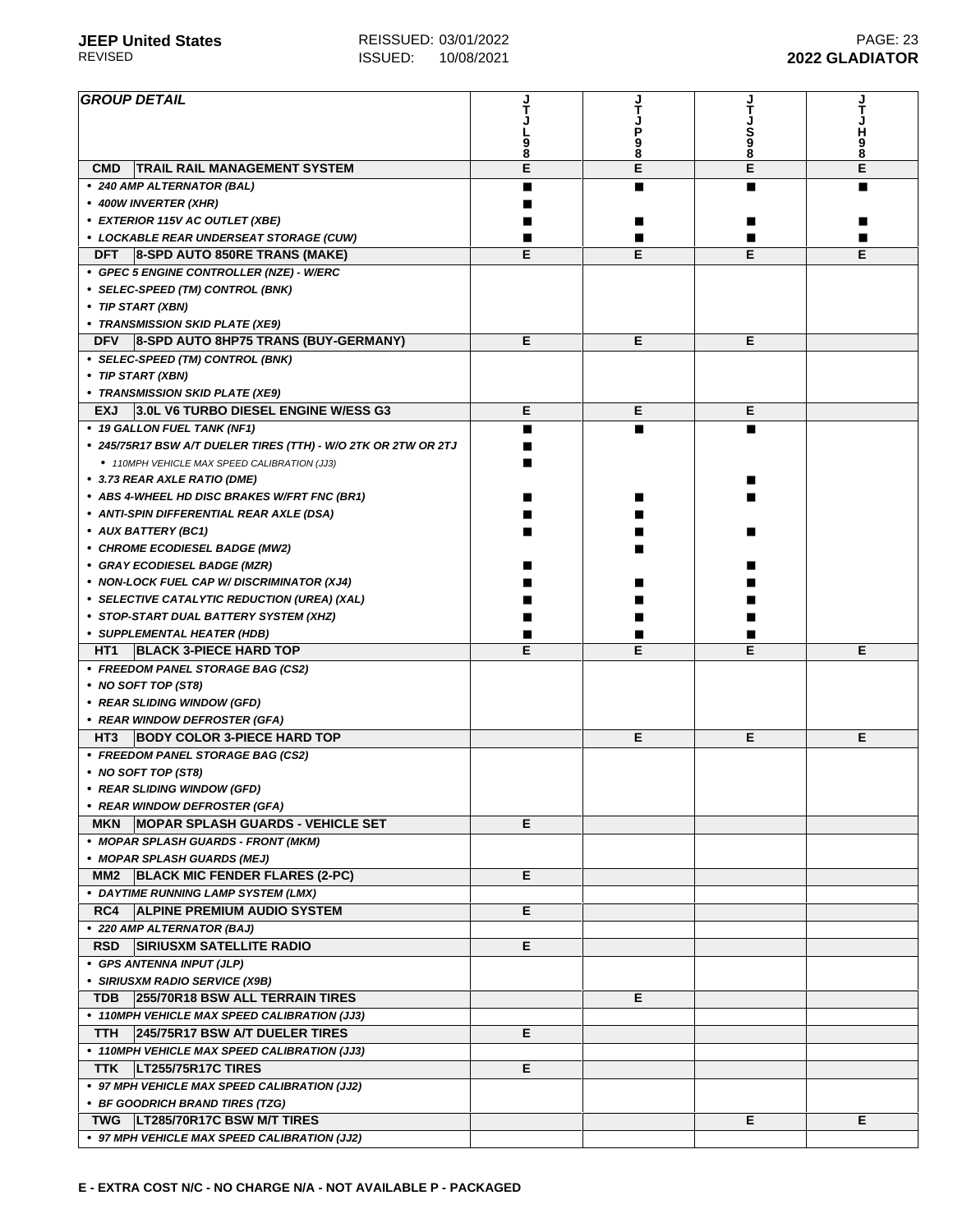JEEP United States
REVISED

REISSUED: 03/01/2022
ISSUED: 10/08/2021

2022 GLADIATOR

| GROUP DETAIL | JTJL98 | JTJP98 | JTJS98 | JTJH98 |
|---|---|---|---|---|
| **CMD TRAIL RAIL MANAGEMENT SYSTEM** | E | E | E | E |
| • 240 AMP ALTERNATOR (BAL) | ■ | ■ | ■ | ■ |
| • 400W INVERTER (XHR) | ■ | | | |
| • EXTERIOR 115V AC OUTLET (XBE) | ■ | ■ | ■ | ■ |
| • LOCKABLE REAR UNDERSEAT STORAGE (CUW) | ■ | ■ | ■ | ■ |
| **DFT 8-SPD AUTO 850RE TRANS (MAKE)** | E | E | E | E |
| • GPEC 5 ENGINE CONTROLLER (NZE) - W/ERC | | | | |
| • SELEC-SPEED (TM) CONTROL (BNK) | | | | |
| • TIP START (XBN) | | | | |
| • TRANSMISSION SKID PLATE (XE9) | | | | |
| **DFV 8-SPD AUTO 8HP75 TRANS (BUY-GERMANY)** | E | E | E | |
| • SELEC-SPEED (TM) CONTROL (BNK) | | | | |
| • TIP START (XBN) | | | | |
| • TRANSMISSION SKID PLATE (XE9) | | | | |
| **EXJ 3.0L V6 TURBO DIESEL ENGINE W/ESS G3** | E | E | E | |
| • 19 GALLON FUEL TANK (NF1) | ■ | ■ | ■ | |
| • 245/75R17 BSW A/T DUELER TIRES (TTH) - W/O 2TK OR 2TW OR 2TJ | ■ | | | |
| • 110MPH VEHICLE MAX SPEED CALIBRATION (JJ3) | ■ | | | |
| • 3.73 REAR AXLE RATIO (DME) | | | ■ | |
| • ABS 4-WHEEL HD DISC BRAKES W/FRT FNC (BR1) | ■ | ■ | ■ | |
| • ANTI-SPIN DIFFERENTIAL REAR AXLE (DSA) | ■ | ■ | | |
| • AUX BATTERY (BC1) | ■ | ■ | ■ | |
| • CHROME ECODIESEL BADGE (MW2) | | ■ | | |
| • GRAY ECODIESEL BADGE (MZR) | ■ | | ■ | |
| • NON-LOCK FUEL CAP W/ DISCRIMINATOR (XJ4) | ■ | ■ | ■ | |
| • SELECTIVE CATALYTIC REDUCTION (UREA) (XAL) | ■ | ■ | ■ | |
| • STOP-START DUAL BATTERY SYSTEM (XHZ) | ■ | ■ | ■ | |
| • SUPPLEMENTAL HEATER (HDB) | ■ | ■ | ■ | |
| **HT1 BLACK 3-PIECE HARD TOP** | E | E | E | E |
| • FREEDOM PANEL STORAGE BAG (CS2) | | | | |
| • NO SOFT TOP (ST8) | | | | |
| • REAR SLIDING WINDOW (GFD) | | | | |
| • REAR WINDOW DEFROSTER (GFA) | | | | |
| **HT3 BODY COLOR 3-PIECE HARD TOP** | | E | E | E |
| • FREEDOM PANEL STORAGE BAG (CS2) | | | | |
| • NO SOFT TOP (ST8) | | | | |
| • REAR SLIDING WINDOW (GFD) | | | | |
| • REAR WINDOW DEFROSTER (GFA) | | | | |
| **MKN MOPAR SPLASH GUARDS - VEHICLE SET** | E | | | |
| • MOPAR SPLASH GUARDS - FRONT (MKM) | | | | |
| • MOPAR SPLASH GUARDS (MEJ) | | | | |
| **MM2 BLACK MIC FENDER FLARES (2-PC)** | E | | | |
| • DAYTIME RUNNING LAMP SYSTEM (LMX) | | | | |
| **RC4 ALPINE PREMIUM AUDIO SYSTEM** | E | | | |
| • 220 AMP ALTERNATOR (BAJ) | | | | |
| **RSD SIRIUSXM SATELLITE RADIO** | E | | | |
| • GPS ANTENNA INPUT (JLP) | | | | |
| • SIRIUSXM RADIO SERVICE (X9B) | | | | |
| **TDB 255/70R18 BSW ALL TERRAIN TIRES** | | E | | |
| • 110MPH VEHICLE MAX SPEED CALIBRATION (JJ3) | | | | |
| **TTH 245/75R17 BSW A/T DUELER TIRES** | E | | | |
| • 110MPH VEHICLE MAX SPEED CALIBRATION (JJ3) | | | | |
| **TTK LT255/75R17C TIRES** | E | | | |
| • 97 MPH VEHICLE MAX SPEED CALIBRATION (JJ2) | | | | |
| • BF GOODRICH BRAND TIRES (TZG) | | | | |
| **TWG LT285/70R17C BSW M/T TIRES** | | | E | E |
| • 97 MPH VEHICLE MAX SPEED CALIBRATION (JJ2) | | | | |

E - EXTRA COST N/C - NO CHARGE N/A - NOT AVAILABLE P - PACKAGED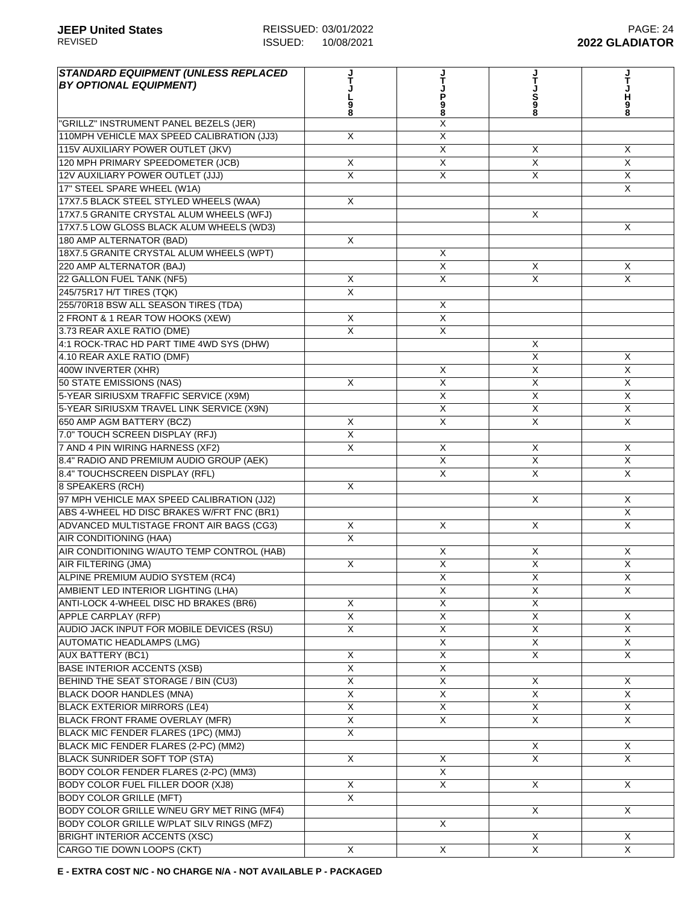| STANDARD EQUIPMENT (UNLESS REPLACED BY OPTIONAL EQUIPMENT) | JTJL98 | JTJP98 | JTJS98 | JTJH98 |
|---|---|---|---|---|
| "GRILLZ" INSTRUMENT PANEL BEZELS (JER) | | X | | |
| 110MPH VEHICLE MAX SPEED CALIBRATION (JJ3) | X | X | | |
| 115V AUXILIARY POWER OUTLET (JKV) | | X | X | X |
| 120 MPH PRIMARY SPEEDOMETER (JCB) | X | X | X | X |
| 12V AUXILIARY POWER OUTLET (JJJ) | X | X | X | X |
| 17" STEEL SPARE WHEEL (W1A) | | | | X |
| 17X7.5 BLACK STEEL STYLED WHEELS (WAA) | X | | | |
| 17X7.5 GRANITE CRYSTAL ALUM WHEELS (WFJ) | | | X | |
| 17X7.5 LOW GLOSS BLACK ALUM WHEELS (WD3) | | | | X |
| 180 AMP ALTERNATOR (BAD) | X | | | |
| 18X7.5 GRANITE CRYSTAL ALUM WHEELS (WPT) | | X | | |
| 220 AMP ALTERNATOR (BAJ) | | X | X | X |
| 22 GALLON FUEL TANK (NF5) | X | X | X | X |
| 245/75R17 H/T TIRES (TQK) | X | | | |
| 255/70R18 BSW ALL SEASON TIRES (TDA) | | X | | |
| 2 FRONT & 1 REAR TOW HOOKS (XEW) | X | X | | |
| 3.73 REAR AXLE RATIO (DME) | X | X | | |
| 4:1 ROCK-TRAC HD PART TIME 4WD SYS (DHW) | | | X | |
| 4.10 REAR AXLE RATIO (DMF) | | | X | X |
| 400W INVERTER (XHR) | | X | X | X |
| 50 STATE EMISSIONS (NAS) | X | X | X | X |
| 5-YEAR SIRIUSXM TRAFFIC SERVICE (X9M) | | X | X | X |
| 5-YEAR SIRIUSXM TRAVEL LINK SERVICE (X9N) | | X | X | X |
| 650 AMP AGM BATTERY (BCZ) | X | X | X | X |
| 7.0" TOUCH SCREEN DISPLAY (RFJ) | X | | | |
| 7 AND 4 PIN WIRING HARNESS (XF2) | X | X | X | X |
| 8.4" RADIO AND PREMIUM AUDIO GROUP (AEK) | | X | X | X |
| 8.4" TOUCHSCREEN DISPLAY (RFL) | | X | X | X |
| 8 SPEAKERS (RCH) | X | | | |
| 97 MPH VEHICLE MAX SPEED CALIBRATION (JJ2) | | | X | X |
| ABS 4-WHEEL HD DISC BRAKES W/FRT FNC (BR1) | | | | X |
| ADVANCED MULTISTAGE FRONT AIR BAGS (CG3) | X | X | X | X |
| AIR CONDITIONING (HAA) | X | | | |
| AIR CONDITIONING W/AUTO TEMP CONTROL (HAB) | | X | X | X |
| AIR FILTERING (JMA) | X | X | X | X |
| ALPINE PREMIUM AUDIO SYSTEM (RC4) | | X | X | X |
| AMBIENT LED INTERIOR LIGHTING (LHA) | | X | X | X |
| ANTI-LOCK 4-WHEEL DISC HD BRAKES (BR6) | X | X | X | |
| APPLE CARPLAY (RFP) | X | X | X | X |
| AUDIO JACK INPUT FOR MOBILE DEVICES (RSU) | X | X | X | X |
| AUTOMATIC HEADLAMPS (LMG) | | X | X | X |
| AUX BATTERY (BC1) | X | X | X | X |
| BASE INTERIOR ACCENTS (XSB) | X | X | | |
| BEHIND THE SEAT STORAGE / BIN (CU3) | X | X | X | X |
| BLACK DOOR HANDLES (MNA) | X | X | X | X |
| BLACK EXTERIOR MIRRORS (LE4) | X | X | X | X |
| BLACK FRONT FRAME OVERLAY (MFR) | X | X | X | X |
| BLACK MIC FENDER FLARES (1PC) (MMJ) | X | | | |
| BLACK MIC FENDER FLARES (2-PC) (MM2) | | | X | X |
| BLACK SUNRIDER SOFT TOP (STA) | X | X | X | X |
| BODY COLOR FENDER FLARES (2-PC) (MM3) | | X | | |
| BODY COLOR FUEL FILLER DOOR (XJ8) | X | X | X | X |
| BODY COLOR GRILLE (MFT) | X | | | |
| BODY COLOR GRILLE W/NEU GRY MET RING (MF4) | | | X | X |
| BODY COLOR GRILLE W/PLAT SILV RINGS (MFZ) | | X | | |
| BRIGHT INTERIOR ACCENTS (XSC) | | | X | X |
| CARGO TIE DOWN LOOPS (CKT) | X | X | X | X |

**E - EXTRA COST N/C - NO CHARGE N/A - NOT AVAILABLE P - PACKAGED**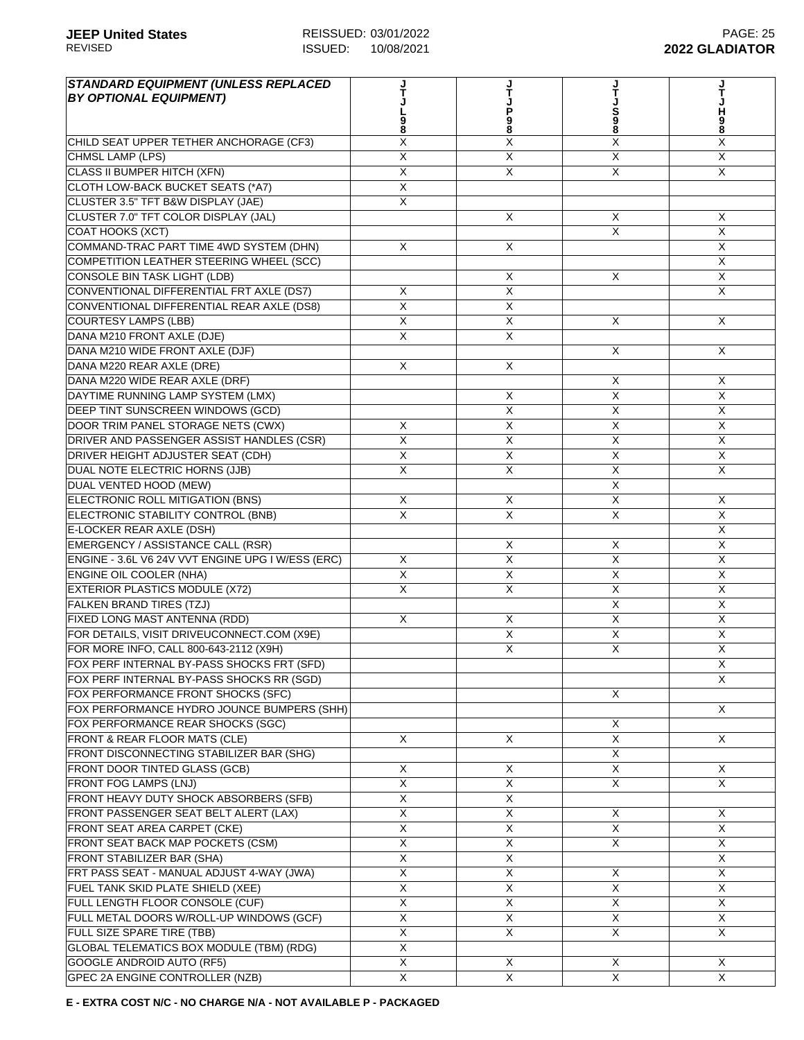| STANDARD EQUIPMENT (UNLESS REPLACED BY OPTIONAL EQUIPMENT) | JTJL98 | JTJP98 | JTJS98 | JTJH98 |
|---|---|---|---|---|
| CHILD SEAT UPPER TETHER ANCHORAGE (CF3) | X | X | X | X |
| CHMSL LAMP (LPS) | X | X | X | X |
| CLASS II BUMPER HITCH (XFN) | X | X | X | X |
| CLOTH LOW-BACK BUCKET SEATS (*A7) | X | | | |
| CLUSTER 3.5" TFT B&W DISPLAY (JAE) | X | | | |
| CLUSTER 7.0" TFT COLOR DISPLAY (JAL) | | X | X | X |
| COAT HOOKS (XCT) | | | X | X |
| COMMAND-TRAC PART TIME 4WD SYSTEM (DHN) | X | X | | X |
| COMPETITION LEATHER STEERING WHEEL (SCC) | | | | X |
| CONSOLE BIN TASK LIGHT (LDB) | | X | X | X |
| CONVENTIONAL DIFFERENTIAL FRT AXLE (DS7) | X | X | | X |
| CONVENTIONAL DIFFERENTIAL REAR AXLE (DS8) | X | X | | |
| COURTESY LAMPS (LBB) | X | X | X | X |
| DANA M210 FRONT AXLE (DJE) | X | X | | |
| DANA M210 WIDE FRONT AXLE (DJF) | | | X | X |
| DANA M220 REAR AXLE (DRE) | X | X | | |
| DANA M220 WIDE REAR AXLE (DRF) | | | X | X |
| DAYTIME RUNNING LAMP SYSTEM (LMX) | | X | X | X |
| DEEP TINT SUNSCREEN WINDOWS (GCD) | | X | X | X |
| DOOR TRIM PANEL STORAGE NETS (CWX) | X | X | X | X |
| DRIVER AND PASSENGER ASSIST HANDLES (CSR) | X | X | X | X |
| DRIVER HEIGHT ADJUSTER SEAT (CDH) | X | X | X | X |
| DUAL NOTE ELECTRIC HORNS (JJB) | X | X | X | X |
| DUAL VENTED HOOD (MEW) | | | X | |
| ELECTRONIC ROLL MITIGATION (BNS) | X | X | X | X |
| ELECTRONIC STABILITY CONTROL (BNB) | X | X | X | X |
| E-LOCKER REAR AXLE (DSH) | | | | X |
| EMERGENCY / ASSISTANCE CALL (RSR) | | X | X | X |
| ENGINE - 3.6L V6 24V VVT ENGINE UPG I W/ESS (ERC) | X | X | X | X |
| ENGINE OIL COOLER (NHA) | X | X | X | X |
| EXTERIOR PLASTICS MODULE (X72) | X | X | X | X |
| FALKEN BRAND TIRES (TZJ) | | | X | X |
| FIXED LONG MAST ANTENNA (RDD) | X | X | X | X |
| FOR DETAILS, VISIT DRIVEUCONNECT.COM (X9E) | | X | X | X |
| FOR MORE INFO, CALL 800-643-2112 (X9H) | | X | X | X |
| FOX PERF INTERNAL BY-PASS SHOCKS FRT (SFD) | | | | X |
| FOX PERF INTERNAL BY-PASS SHOCKS RR (SGD) | | | | X |
| FOX PERFORMANCE FRONT SHOCKS (SFC) | | | X | |
| FOX PERFORMANCE HYDRO JOUNCE BUMPERS (SHH) | | | | X |
| FOX PERFORMANCE REAR SHOCKS (SGC) | | | X | |
| FRONT & REAR FLOOR MATS (CLE) | X | X | X | X |
| FRONT DISCONNECTING STABILIZER BAR (SHG) | | | X | |
| FRONT DOOR TINTED GLASS (GCB) | X | X | X | X |
| FRONT FOG LAMPS (LNJ) | X | X | X | X |
| FRONT HEAVY DUTY SHOCK ABSORBERS (SFB) | X | X | | |
| FRONT PASSENGER SEAT BELT ALERT (LAX) | X | X | X | X |
| FRONT SEAT AREA CARPET (CKE) | X | X | X | X |
| FRONT SEAT BACK MAP POCKETS (CSM) | X | X | X | X |
| FRONT STABILIZER BAR (SHA) | X | X | | X |
| FRT PASS SEAT - MANUAL ADJUST 4-WAY (JWA) | X | X | X | X |
| FUEL TANK SKID PLATE SHIELD (XEE) | X | X | X | X |
| FULL LENGTH FLOOR CONSOLE (CUF) | X | X | X | X |
| FULL METAL DOORS W/ROLL-UP WINDOWS (GCF) | X | X | X | X |
| FULL SIZE SPARE TIRE (TBB) | X | X | X | X |
| GLOBAL TELEMATICS BOX MODULE (TBM) (RDG) | X | | | |
| GOOGLE ANDROID AUTO (RF5) | X | X | X | X |
| GPEC 2A ENGINE CONTROLLER (NZB) | X | X | X | X |

**E - EXTRA COST N/C - NO CHARGE N/A - NOT AVAILABLE P - PACKAGED**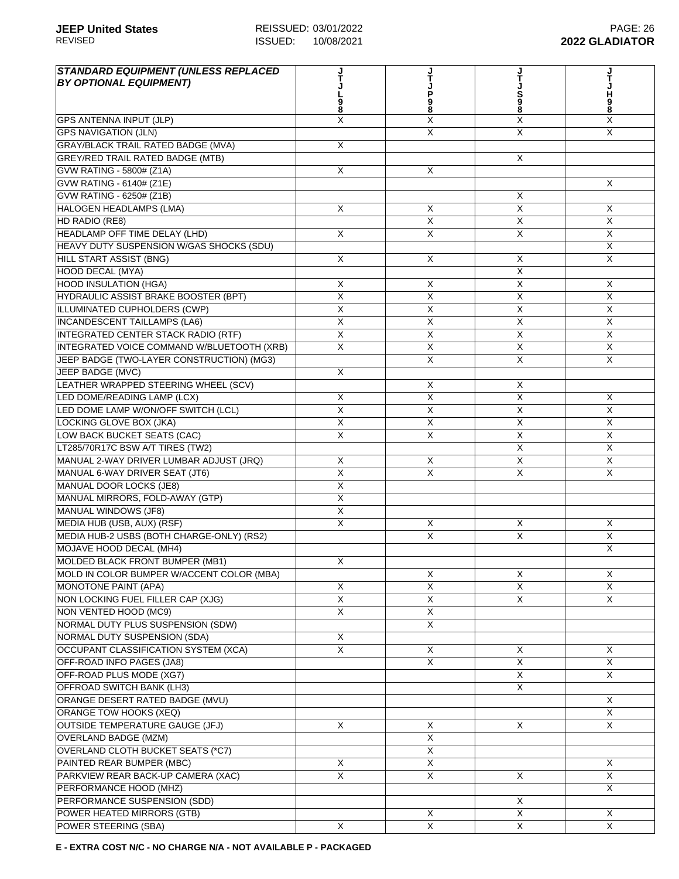| STANDARD EQUIPMENT (UNLESS REPLACED BY OPTIONAL EQUIPMENT) | JTJL98 | JTJP98 | JTJS98 | JTJH98 |
|---|---|---|---|---|
| GPS ANTENNA INPUT (JLP) | X | X | X | X |
| GPS NAVIGATION (JLN) | | X | X | X |
| GRAY/BLACK TRAIL RATED BADGE (MVA) | X | | | |
| GREY/RED TRAIL RATED BADGE (MTB) | | | X | |
| GVW RATING - 5800# (Z1A) | X | X | | |
| GVW RATING - 6140# (Z1E) | | | | X |
| GVW RATING - 6250# (Z1B) | | | X | |
| HALOGEN HEADLAMPS (LMA) | X | X | X | X |
| HD RADIO (RE8) | | X | X | X |
| HEADLAMP OFF TIME DELAY (LHD) | X | X | X | X |
| HEAVY DUTY SUSPENSION W/GAS SHOCKS (SDU) | | | | X |
| HILL START ASSIST (BNG) | X | X | X | X |
| HOOD DECAL (MYA) | | | X | |
| HOOD INSULATION (HGA) | X | X | X | X |
| HYDRAULIC ASSIST BRAKE BOOSTER (BPT) | X | X | X | X |
| ILLUMINATED CUPHOLDERS (CWP) | X | X | X | X |
| INCANDESCENT TAILLAMPS (LA6) | X | X | X | X |
| INTEGRATED CENTER STACK RADIO (RTF) | X | X | X | X |
| INTEGRATED VOICE COMMAND W/BLUETOOTH (XRB) | X | X | X | X |
| JEEP BADGE (TWO-LAYER CONSTRUCTION) (MG3) | | X | X | X |
| JEEP BADGE (MVC) | X | | | |
| LEATHER WRAPPED STEERING WHEEL (SCV) | | X | X | |
| LED DOME/READING LAMP (LCX) | X | X | X | X |
| LED DOME LAMP W/ON/OFF SWITCH (LCL) | X | X | X | X |
| LOCKING GLOVE BOX (JKA) | X | X | X | X |
| LOW BACK BUCKET SEATS (CAC) | X | X | X | X |
| LT285/70R17C BSW A/T TIRES (TW2) | | | X | X |
| MANUAL 2-WAY DRIVER LUMBAR ADJUST (JRQ) | X | X | X | X |
| MANUAL 6-WAY DRIVER SEAT (JT6) | X | X | X | X |
| MANUAL DOOR LOCKS (JE8) | X | | | |
| MANUAL MIRRORS, FOLD-AWAY (GTP) | X | | | |
| MANUAL WINDOWS (JF8) | X | | | |
| MEDIA HUB (USB, AUX) (RSF) | X | X | X | X |
| MEDIA HUB-2 USBS (BOTH CHARGE-ONLY) (RS2) | | X | X | X |
| MOJAVE HOOD DECAL (MH4) | | | | X |
| MOLDED BLACK FRONT BUMPER (MB1) | X | | | |
| MOLD IN COLOR BUMPER W/ACCENT COLOR (MBA) | | X | X | X |
| MONOTONE PAINT (APA) | X | X | X | X |
| NON LOCKING FUEL FILLER CAP (XJG) | X | X | X | X |
| NON VENTED HOOD (MC9) | X | X | | |
| NORMAL DUTY PLUS SUSPENSION (SDW) | | X | | |
| NORMAL DUTY SUSPENSION (SDA) | X | | | |
| OCCUPANT CLASSIFICATION SYSTEM (XCA) | X | X | X | X |
| OFF-ROAD INFO PAGES (JA8) | | X | X | X |
| OFF-ROAD PLUS MODE (XG7) | | | X | X |
| OFFROAD SWITCH BANK (LH3) | | | X | |
| ORANGE DESERT RATED BADGE (MVU) | | | | X |
| ORANGE TOW HOOKS (XEQ) | | | | X |
| OUTSIDE TEMPERATURE GAUGE (JFJ) | X | X | X | X |
| OVERLAND BADGE (MZM) | | X | | |
| OVERLAND CLOTH BUCKET SEATS (*C7) | | X | | |
| PAINTED REAR BUMPER (MBC) | X | X | | X |
| PARKVIEW REAR BACK-UP CAMERA (XAC) | X | X | X | X |
| PERFORMANCE HOOD (MHZ) | | | | X |
| PERFORMANCE SUSPENSION (SDD) | | | X | |
| POWER HEATED MIRRORS (GTB) | | X | X | X |
| POWER STEERING (SBA) | X | X | X | X |

**E - EXTRA COST N/C - NO CHARGE N/A - NOT AVAILABLE P - PACKAGED**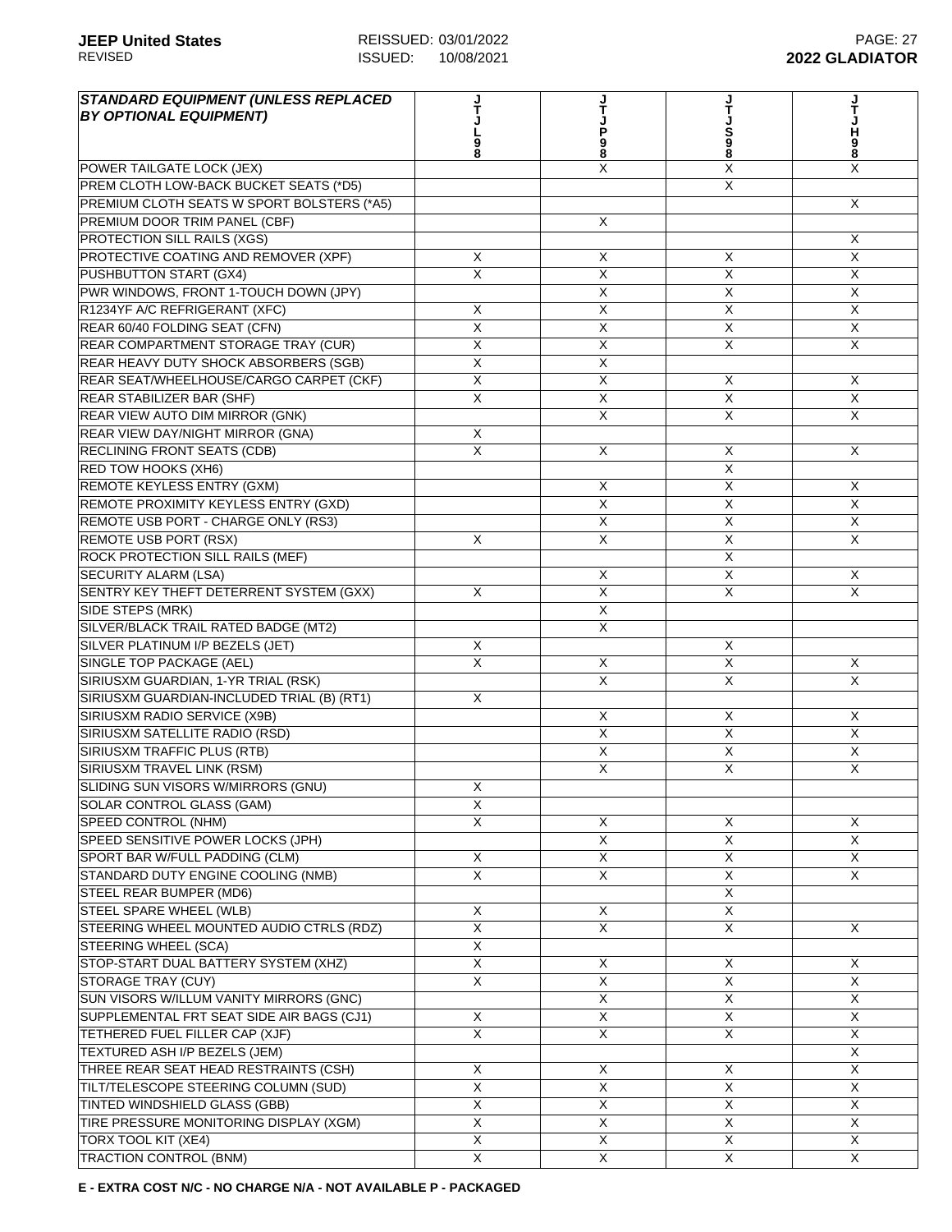| STANDARD EQUIPMENT (UNLESS REPLACED BY OPTIONAL EQUIPMENT) | JTJL98 | JTJP98 | JTJS98 | JTJH98 |
|---|---|---|---|---|
| POWER TAILGATE LOCK (JEX) | | X | X | X |
| PREM CLOTH LOW-BACK BUCKET SEATS (*D5) | | | X | |
| PREMIUM CLOTH SEATS W SPORT BOLSTERS (*A5) | | | | X |
| PREMIUM DOOR TRIM PANEL (CBF) | | X | | |
| PROTECTION SILL RAILS (XGS) | | | | X |
| PROTECTIVE COATING AND REMOVER (XPF) | X | X | X | X |
| PUSHBUTTON START (GX4) | X | X | X | X |
| PWR WINDOWS, FRONT 1-TOUCH DOWN (JPY) | | X | X | X |
| R1234YF A/C REFRIGERANT (XFC) | X | X | X | X |
| REAR 60/40 FOLDING SEAT (CFN) | X | X | X | X |
| REAR COMPARTMENT STORAGE TRAY (CUR) | X | X | X | X |
| REAR HEAVY DUTY SHOCK ABSORBERS (SGB) | X | X | | |
| REAR SEAT/WHEELHOUSE/CARGO CARPET (CKF) | X | X | X | X |
| REAR STABILIZER BAR (SHF) | X | X | X | X |
| REAR VIEW AUTO DIM MIRROR (GNK) | | X | X | X |
| REAR VIEW DAY/NIGHT MIRROR (GNA) | X | | | |
| RECLINING FRONT SEATS (CDB) | X | X | X | X |
| RED TOW HOOKS (XH6) | | | X | |
| REMOTE KEYLESS ENTRY (GXM) | | X | X | X |
| REMOTE PROXIMITY KEYLESS ENTRY (GXD) | | X | X | X |
| REMOTE USB PORT - CHARGE ONLY (RS3) | | X | X | X |
| REMOTE USB PORT (RSX) | X | X | X | X |
| ROCK PROTECTION SILL RAILS (MEF) | | | X | |
| SECURITY ALARM (LSA) | | X | X | X |
| SENTRY KEY THEFT DETERRENT SYSTEM (GXX) | X | X | X | X |
| SIDE STEPS (MRK) | | X | | |
| SILVER/BLACK TRAIL RATED BADGE (MT2) | | X | | |
| SILVER PLATINUM I/P BEZELS (JET) | X | | X | |
| SINGLE TOP PACKAGE (AEL) | X | X | X | X |
| SIRIUSXM GUARDIAN, 1-YR TRIAL (RSK) | | X | X | X |
| SIRIUSXM GUARDIAN-INCLUDED TRIAL (B) (RT1) | X | | | |
| SIRIUSXM RADIO SERVICE (X9B) | | X | X | X |
| SIRIUSXM SATELLITE RADIO (RSD) | | X | X | X |
| SIRIUSXM TRAFFIC PLUS (RTB) | | X | X | X |
| SIRIUSXM TRAVEL LINK (RSM) | | X | X | X |
| SLIDING SUN VISORS W/MIRRORS (GNU) | X | | | |
| SOLAR CONTROL GLASS (GAM) | X | | | |
| SPEED CONTROL (NHM) | X | X | X | X |
| SPEED SENSITIVE POWER LOCKS (JPH) | | X | X | X |
| SPORT BAR W/FULL PADDING (CLM) | X | X | X | X |
| STANDARD DUTY ENGINE COOLING (NMB) | X | X | X | X |
| STEEL REAR BUMPER (MD6) | | | X | |
| STEEL SPARE WHEEL (WLB) | X | X | X | |
| STEERING WHEEL MOUNTED AUDIO CTRLS (RDZ) | X | X | X | X |
| STEERING WHEEL (SCA) | X | | | |
| STOP-START DUAL BATTERY SYSTEM (XHZ) | X | X | X | X |
| STORAGE TRAY (CUY) | X | X | X | X |
| SUN VISORS W/ILLUM VANITY MIRRORS (GNC) | | X | X | X |
| SUPPLEMENTAL FRT SEAT SIDE AIR BAGS (CJ1) | X | X | X | X |
| TETHERED FUEL FILLER CAP (XJF) | X | X | X | X |
| TEXTURED ASH I/P BEZELS (JEM) | | | | X |
| THREE REAR SEAT HEAD RESTRAINTS (CSH) | X | X | X | X |
| TILT/TELESCOPE STEERING COLUMN (SUD) | X | X | X | X |
| TINTED WINDSHIELD GLASS (GBB) | X | X | X | X |
| TIRE PRESSURE MONITORING DISPLAY (XGM) | X | X | X | X |
| TORX TOOL KIT (XE4) | X | X | X | X |
| TRACTION CONTROL (BNM) | X | X | X | X |

**E - EXTRA COST N/C - NO CHARGE N/A - NOT AVAILABLE P - PACKAGED**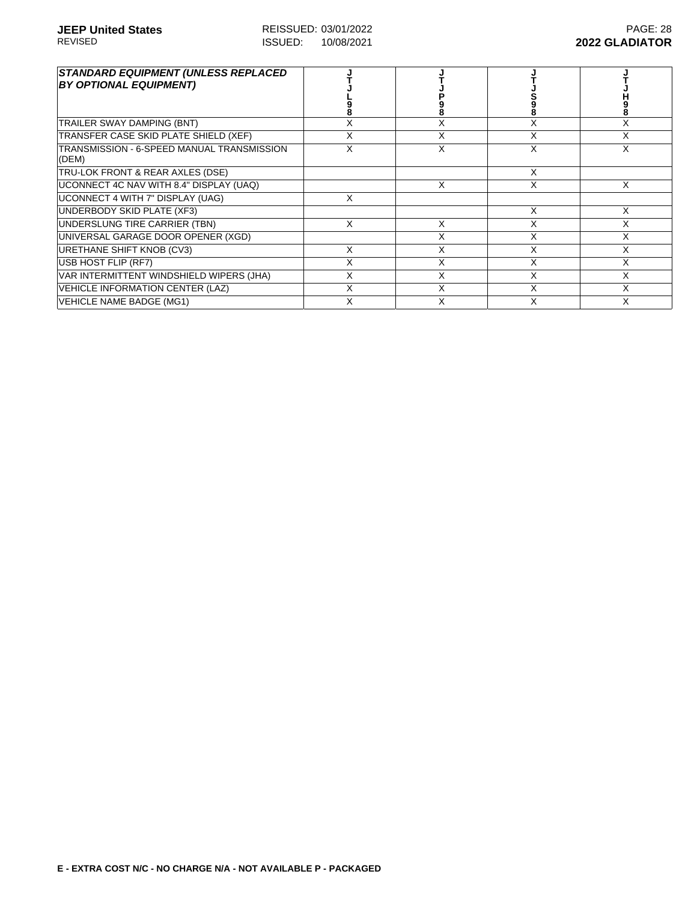| ***STANDARD EQUIPMENT (UNLESS REPLACED BY OPTIONAL EQUIPMENT)*** | **JTJL98** | **JTJP98** | **JTJS98** | **JTJH98** |
|---|---|---|---|---|
| TRAILER SWAY DAMPING (BNT) | X | X | X | X |
| TRANSFER CASE SKID PLATE SHIELD (XEF) | X | X | X | X |
| TRANSMISSION - 6-SPEED MANUAL TRANSMISSION (DEM) | X | X | X | X |
| TRU-LOK FRONT & REAR AXLES (DSE) | | | X | |
| UCONNECT 4C NAV WITH 8.4" DISPLAY (UAQ) | | X | X | X |
| UCONNECT 4 WITH 7" DISPLAY (UAG) | X | | | |
| UNDERBODY SKID PLATE (XF3) | | | X | X |
| UNDERSLUNG TIRE CARRIER (TBN) | X | X | X | X |
| UNIVERSAL GARAGE DOOR OPENER (XGD) | | X | X | X |
| URETHANE SHIFT KNOB (CV3) | X | X | X | X |
| USB HOST FLIP (RF7) | X | X | X | X |
| VAR INTERMITTENT WINDSHIELD WIPERS (JHA) | X | X | X | X |
| VEHICLE INFORMATION CENTER (LAZ) | X | X | X | X |
| VEHICLE NAME BADGE (MG1) | X | X | X | X |

**E - EXTRA COST N/C - NO CHARGE N/A - NOT AVAILABLE P - PACKAGED**